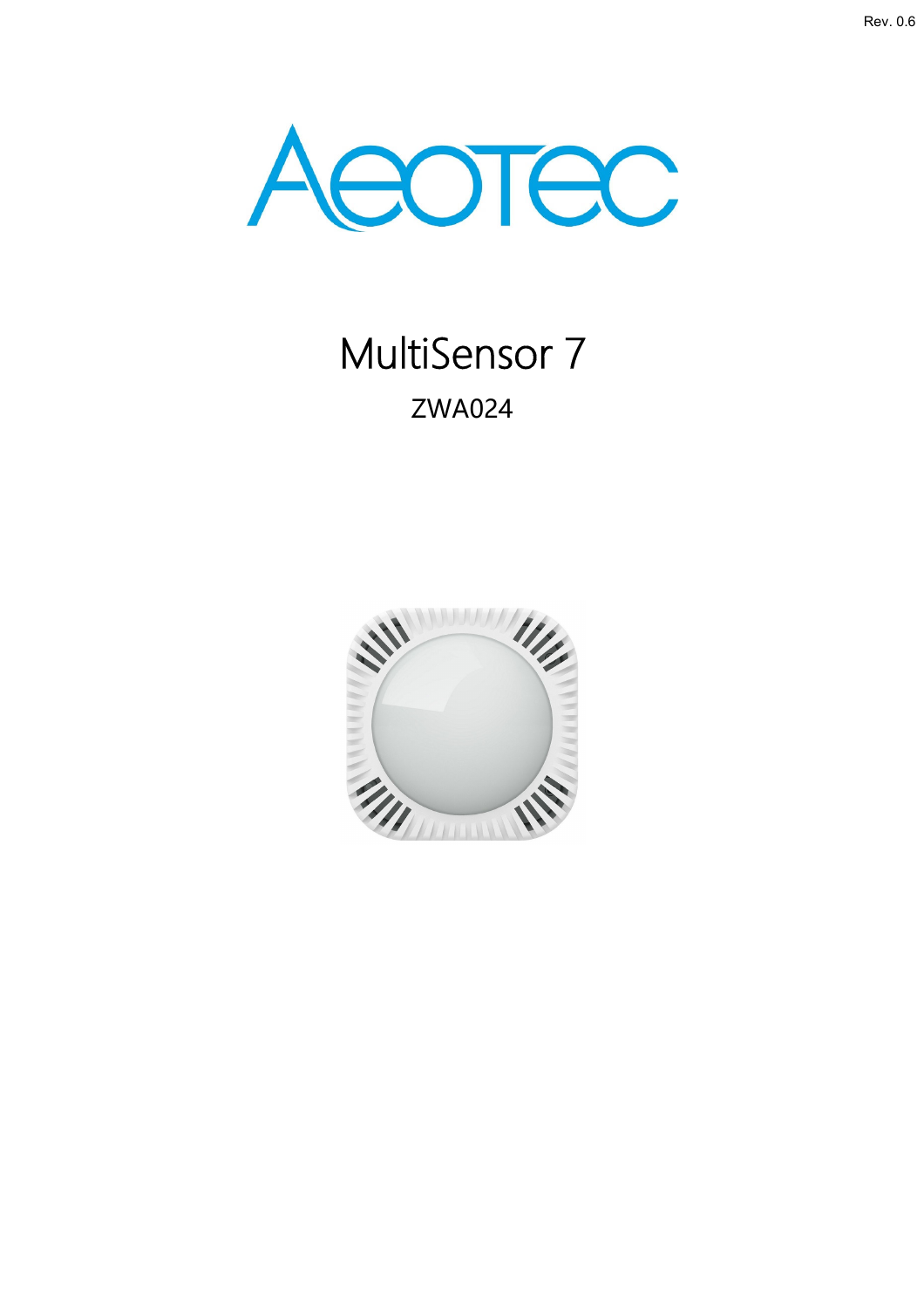Rev. 0.6

Aeotec

# MultiSensor 7

## ZWA024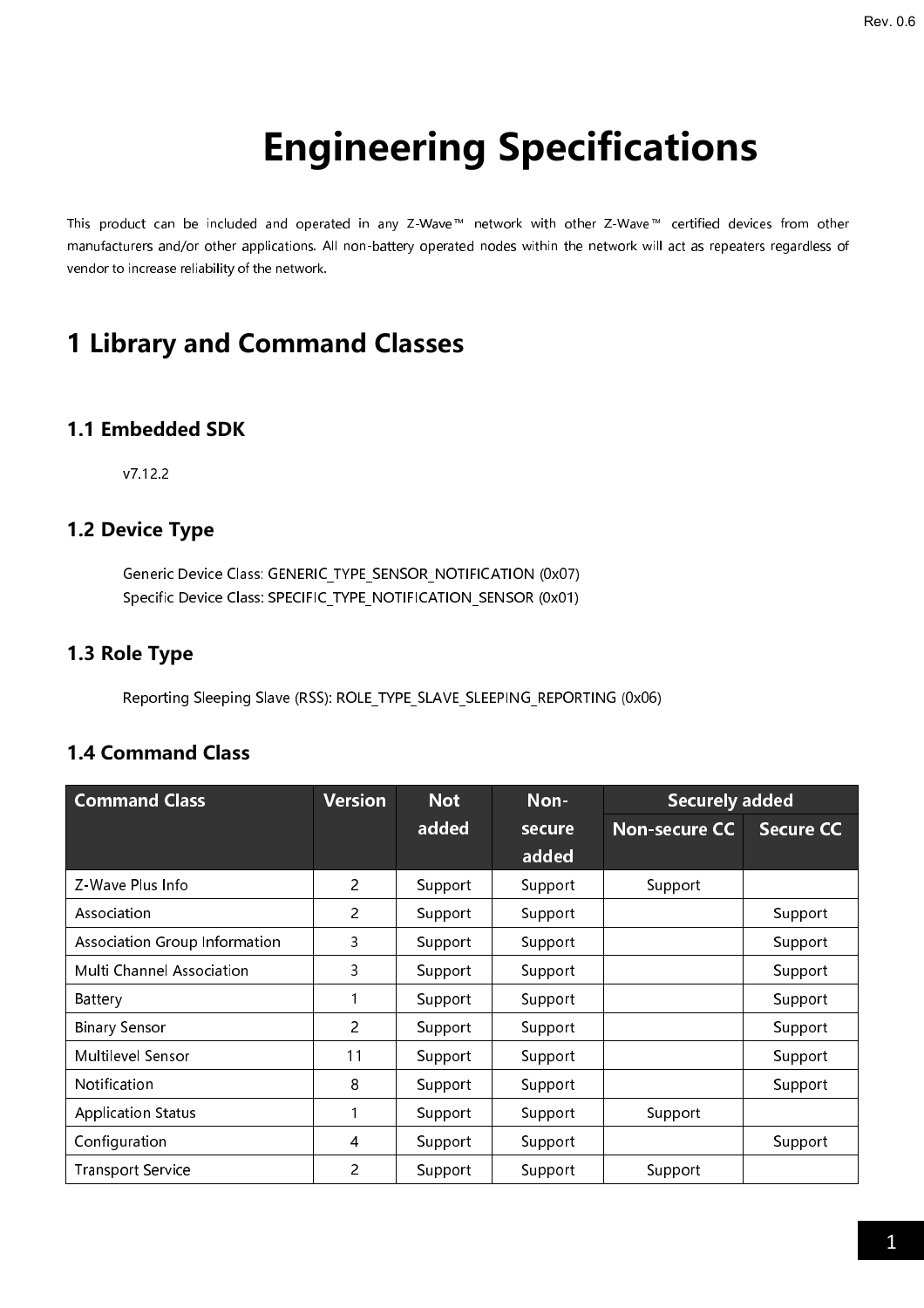# Engineering Specifications

This product can be included and operated in any Z-Wave™ network with other Z-Wave™ certified devices from other manufacturers and/or other applications. All non-battery operated nodes within the network will act as repeaters regardless of vendor to increase reliability of the network.

## 1 Library and Command Classes

### 1.1 Embedded SDK

v7.12.2

### 1.2 Device Type

Generic Device Class: GENERIC_TYPE_SENSOR_NOTIFICATION (0x07)
Specific Device Class: SPECIFIC_TYPE_NOTIFICATION_SENSOR (0x01)

### 1.3 Role Type

Reporting Sleeping Slave (RSS): ROLE_TYPE_SLAVE_SLEEPING_REPORTING (0x06)

### 1.4 Command Class

| Command Class | Version | Not added | Non-secure added | Securely added | |
|---|---|---|---|---|---|
| | | | | Non-secure CC | Secure CC |
| Z-Wave Plus Info | 2 | Support | Support | Support | |
| Association | 2 | Support | Support | | Support |
| Association Group Information | 3 | Support | Support | | Support |
| Multi Channel Association | 3 | Support | Support | | Support |
| Battery | 1 | Support | Support | | Support |
| Binary Sensor | 2 | Support | Support | | Support |
| Multilevel Sensor | 11 | Support | Support | | Support |
| Notification | 8 | Support | Support | | Support |
| Application Status | 1 | Support | Support | Support | |
| Configuration | 4 | Support | Support | | Support |
| Transport Service | 2 | Support | Support | Support | |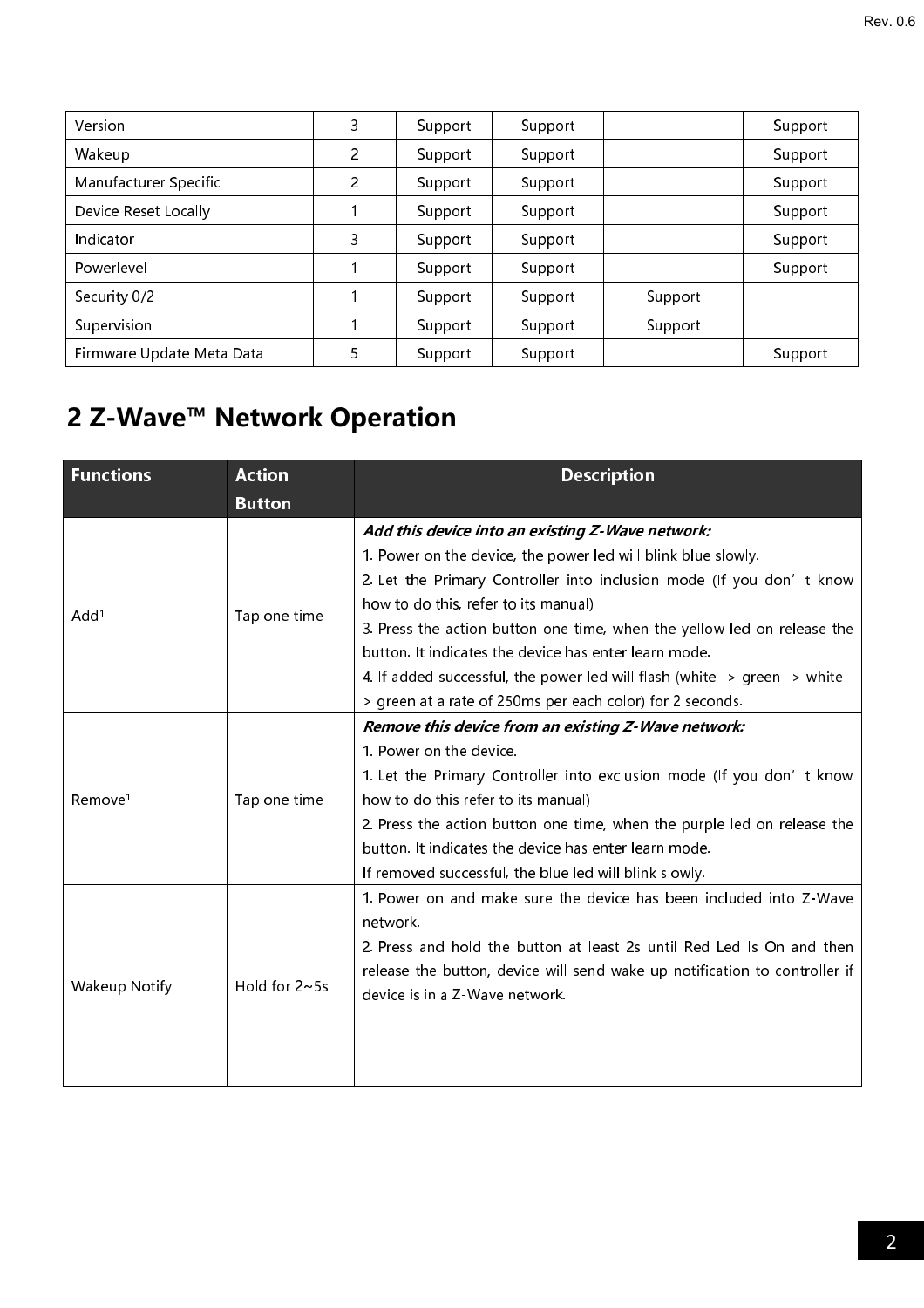| Version | 3 | Support | Support | | Support |
|---|---|---|---|---|---|
| Wakeup | 2 | Support | Support | | Support |
| Manufacturer Specific | 2 | Support | Support | | Support |
| Device Reset Locally | 1 | Support | Support | | Support |
| Indicator | 3 | Support | Support | | Support |
| Powerlevel | 1 | Support | Support | | Support |
| Security 0/2 | 1 | Support | Support | Support | |
| Supervision | 1 | Support | Support | Support | |
| Firmware Update Meta Data | 5 | Support | Support | | Support |

## 2 Z-Wave™ Network Operation

| Functions | Action Button | Description |
|---|---|---|
| Add[1] | Tap one time | ***Add this device into an existing Z-Wave network:***<br>1. Power on the device, the power led will blink blue slowly.<br>2. Let the Primary Controller into inclusion mode (If you don' t know how to do this, refer to its manual)<br>3. Press the action button one time, when the yellow led on release the button. It indicates the device has enter learn mode.<br>4. If added successful, the power led will flash (white -> green -> white -> green at a rate of 250ms per each color) for 2 seconds. |
| Remove[1] | Tap one time | ***Remove this device from an existing Z-Wave network:***<br>1. Power on the device.<br>1. Let the Primary Controller into exclusion mode (If you don' t know how to do this refer to its manual)<br>2. Press the action button one time, when the purple led on release the button. It indicates the device has enter learn mode.<br>If removed successful, the blue led will blink slowly. |
| Wakeup Notify | Hold for 2~5s | 1. Power on and make sure the device has been included into Z-Wave network.<br>2. Press and hold the button at least 2s until Red Led Is On and then release the button, device will send wake up notification to controller if device is in a Z-Wave network. |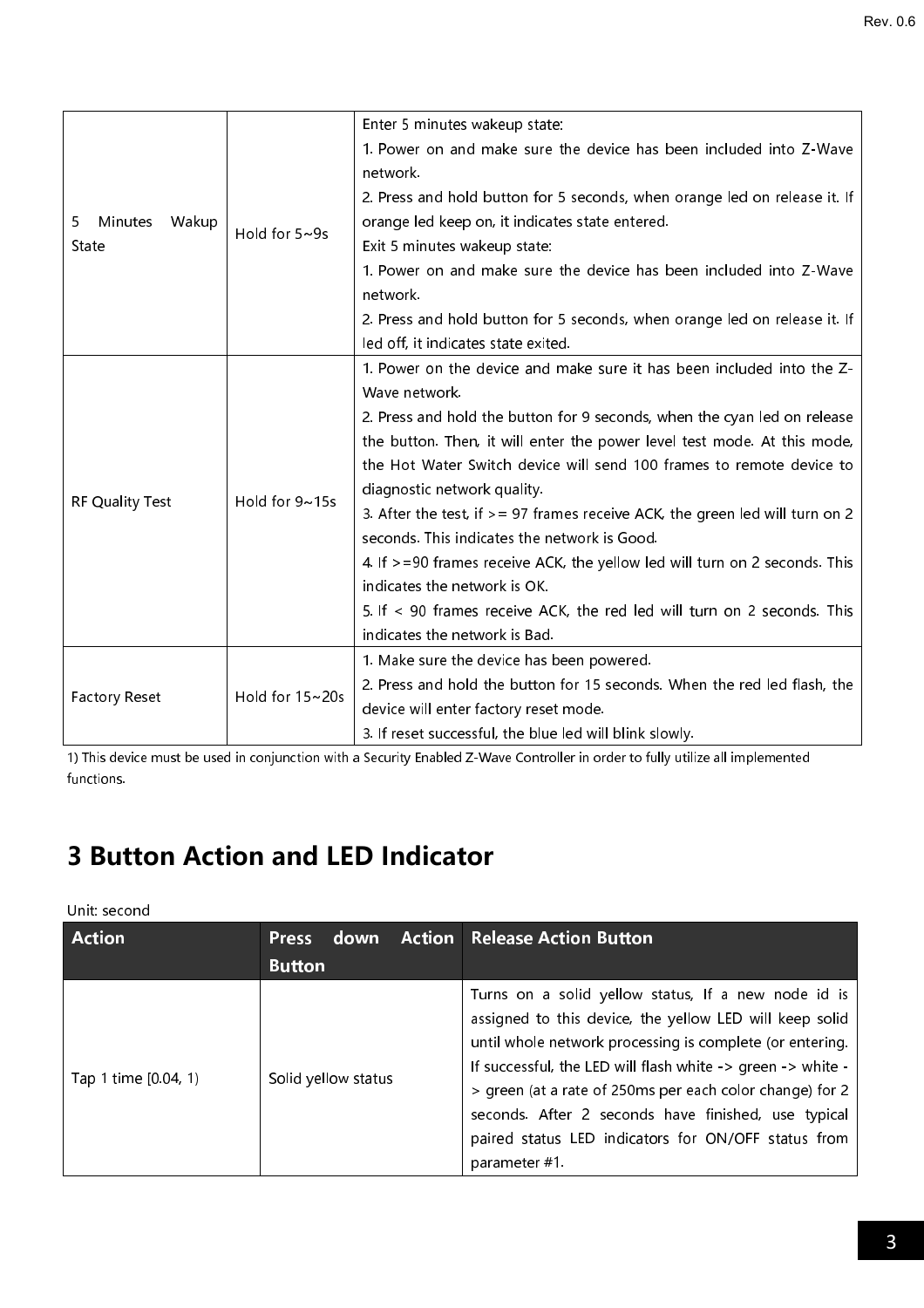| | | |
|---|---|---|
| 5 Minutes Wakup State | Hold for 5~9s | Enter 5 minutes wakeup state:<br>1. Power on and make sure the device has been included into Z-Wave network.<br>2. Press and hold button for 5 seconds, when orange led on release it. If orange led keep on, it indicates state entered.<br>Exit 5 minutes wakeup state:<br>1. Power on and make sure the device has been included into Z-Wave network.<br>2. Press and hold button for 5 seconds, when orange led on release it. If led off, it indicates state exited. |
| RF Quality Test | Hold for 9~15s | 1. Power on the device and make sure it has been included into the Z-Wave network.<br>2. Press and hold the button for 9 seconds, when the cyan led on release the button. Then, it will enter the power level test mode. At this mode, the Hot Water Switch device will send 100 frames to remote device to diagnostic network quality.<br>3. After the test, if >= 97 frames receive ACK, the green led will turn on 2 seconds. This indicates the network is Good.<br>4. If >=90 frames receive ACK, the yellow led will turn on 2 seconds. This indicates the network is OK.<br>5. If < 90 frames receive ACK, the red led will turn on 2 seconds. This indicates the network is Bad. |
| Factory Reset | Hold for 15~20s | 1. Make sure the device has been powered.<br>2. Press and hold the button for 15 seconds. When the red led flash, the device will enter factory reset mode.<br>3. If reset successful, the blue led will blink slowly. |

1) This device must be used in conjunction with a Security Enabled Z-Wave Controller in order to fully utilize all implemented functions.

# 3 Button Action and LED Indicator

Unit: second

| Action | Press down Action Button | Release Action Button |
|---|---|---|
| Tap 1 time [0.04, 1) | Solid yellow status | Turns on a solid yellow status, If a new node id is assigned to this device, the yellow LED will keep solid until whole network processing is complete (or entering. If successful, the LED will flash white -> green -> white -> green (at a rate of 250ms per each color change) for 2 seconds. After 2 seconds have finished, use typical paired status LED indicators for ON/OFF status from parameter #1. |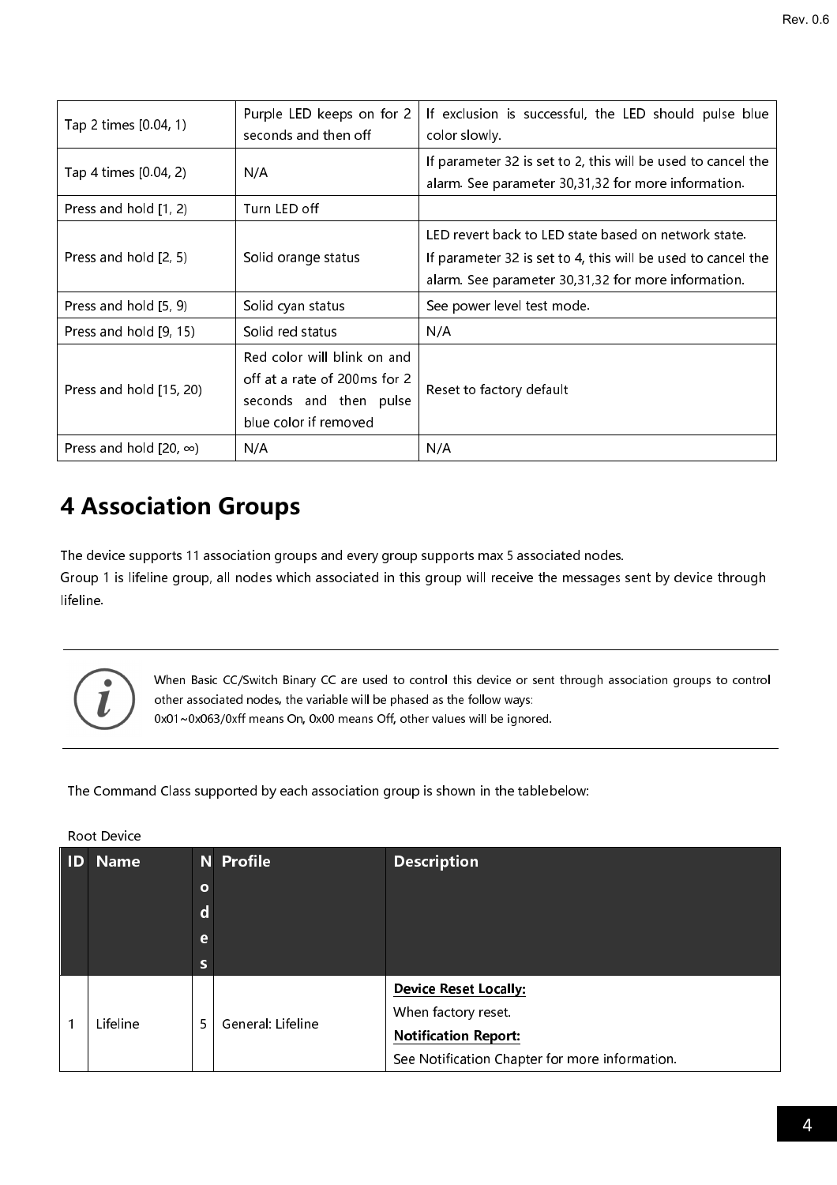| Tap 2 times [0.04, 1) | Purple LED keeps on for 2 seconds and then off | If exclusion is successful, the LED should pulse blue color slowly. |
|---|---|---|
| Tap 4 times [0.04, 2) | N/A | If parameter 32 is set to 2, this will be used to cancel the alarm. See parameter 30,31,32 for more information. |
| Press and hold [1, 2) | Turn LED off | |
| Press and hold [2, 5) | Solid orange status | LED revert back to LED state based on network state. If parameter 32 is set to 4, this will be used to cancel the alarm. See parameter 30,31,32 for more information. |
| Press and hold [5, 9) | Solid cyan status | See power level test mode. |
| Press and hold [9, 15) | Solid red status | N/A |
| Press and hold [15, 20) | Red color will blink on and off at a rate of 200ms for 2 seconds and then pulse blue color if removed | Reset to factory default |
| Press and hold [20, ∞) | N/A | N/A |

# 4 Association Groups

The device supports 11 association groups and every group supports max 5 associated nodes.
Group 1 is lifeline group, all nodes which associated in this group will receive the messages sent by device through lifeline.

> When Basic CC/Switch Binary CC are used to control this device or sent through association groups to control other associated nodes, the variable will be phased as the follow ways:
> 0x01~0x063/0xff means On, 0x00 means Off, other values will be ignored.

The Command Class supported by each association group is shown in the tablebelow:

Root Device

| ID | Name | Nodes | Profile | Description |
|---|---|---|---|---|
| 1 | Lifeline | 5 | General: Lifeline | **Device Reset Locally:**<br>When factory reset.<br>**Notification Report:**<br>See Notification Chapter for more information. |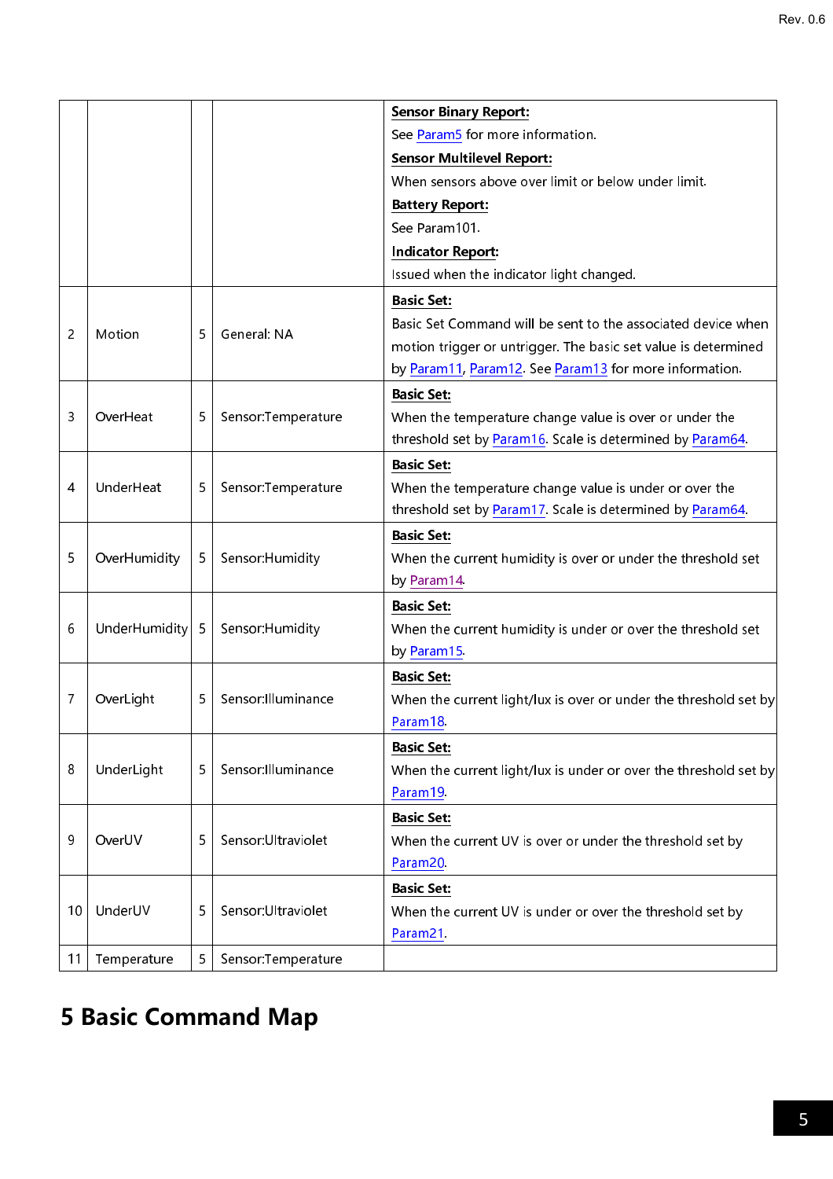| | | | | |
|---|---|---|---|---|
| | | | | **Sensor Binary Report:**<br>See Param5 for more information.<br>**Sensor Multilevel Report:**<br>When sensors above over limit or below under limit.<br>**Battery Report:**<br>See Param101.<br>**Indicator Report:**<br>Issued when the indicator light changed. |
| 2 | Motion | 5 | General: NA | **Basic Set:**<br>Basic Set Command will be sent to the associated device when motion trigger or untrigger. The basic set value is determined by Param11, Param12. See Param13 for more information. |
| 3 | OverHeat | 5 | Sensor:Temperature | **Basic Set:**<br>When the temperature change value is over or under the threshold set by Param16. Scale is determined by Param64. |
| 4 | UnderHeat | 5 | Sensor:Temperature | **Basic Set:**<br>When the temperature change value is under or over the threshold set by Param17. Scale is determined by Param64. |
| 5 | OverHumidity | 5 | Sensor:Humidity | **Basic Set:**<br>When the current humidity is over or under the threshold set by Param14. |
| 6 | UnderHumidity | 5 | Sensor:Humidity | **Basic Set:**<br>When the current humidity is under or over the threshold set by Param15. |
| 7 | OverLight | 5 | Sensor:Illuminance | **Basic Set:**<br>When the current light/lux is over or under the threshold set by Param18. |
| 8 | UnderLight | 5 | Sensor:Illuminance | **Basic Set:**<br>When the current light/lux is under or over the threshold set by Param19. |
| 9 | OverUV | 5 | Sensor:Ultraviolet | **Basic Set:**<br>When the current UV is over or under the threshold set by Param20. |
| 10 | UnderUV | 5 | Sensor:Ultraviolet | **Basic Set:**<br>When the current UV is under or over the threshold set by Param21. |
| 11 | Temperature | 5 | Sensor:Temperature | |

# 5 Basic Command Map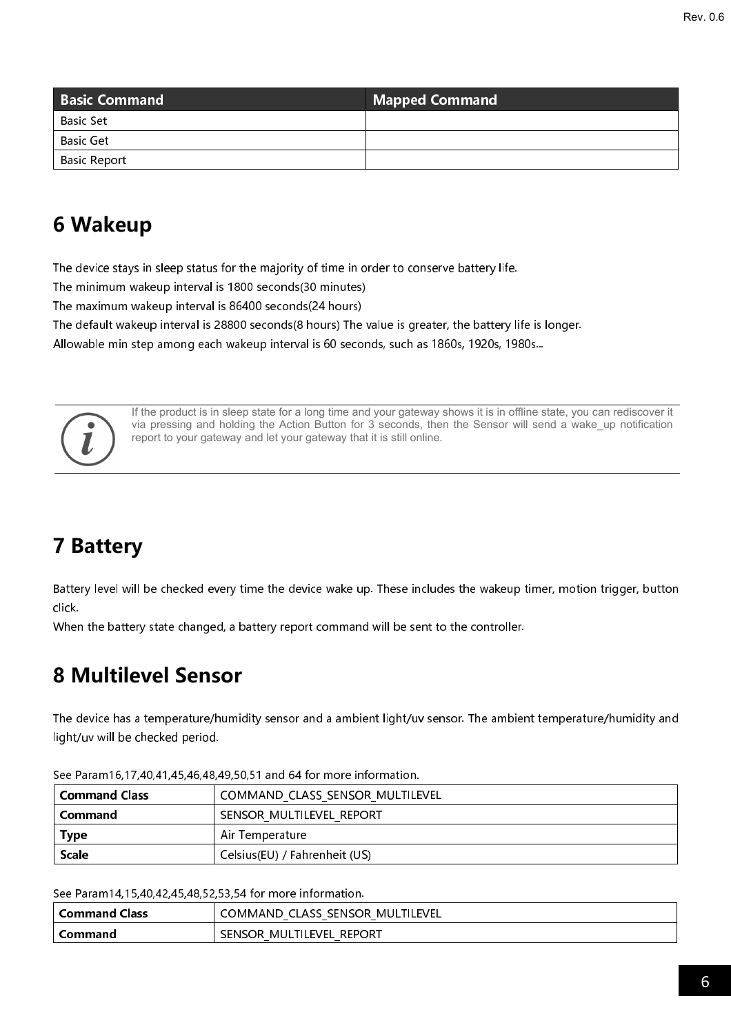| Basic Command | Mapped Command |
| --- | --- |
| Basic Set | |
| Basic Get | |
| Basic Report | |

# 6 Wakeup

The device stays in sleep status for the majority of time in order to conserve battery life.
The minimum wakeup interval is 1800 seconds(30 minutes)
The maximum wakeup interval is 86400 seconds(24 hours)
The default wakeup interval is 28800 seconds(8 hours) The value is greater, the battery life is longer.
Allowable min step among each wakeup interval is 60 seconds, such as 1860s, 1920s, 1980s...

If the product is in sleep state for a long time and your gateway shows it is in offline state, you can rediscover it via pressing and holding the Action Button for 3 seconds, then the Sensor will send a wake_up notification report to your gateway and let your gateway that it is still online.

# 7 Battery

Battery level will be checked every time the device wake up. These includes the wakeup timer, motion trigger, button click.
When the battery state changed, a battery report command will be sent to the controller.

# 8 Multilevel Sensor

The device has a temperature/humidity sensor and a ambient light/uv sensor. The ambient temperature/humidity and light/uv will be checked period.

See Param16,17,40,41,45,46,48,49,50,51 and 64 for more information.

| Command Class | COMMAND_CLASS_SENSOR_MULTILEVEL |
| --- | --- |
| **Command** | SENSOR_MULTILEVEL_REPORT |
| **Type** | Air Temperature |
| **Scale** | Celsius(EU) / Fahrenheit (US) |

See Param14,15,40,42,45,48,52,53,54 for more information.

| Command Class | COMMAND_CLASS_SENSOR_MULTILEVEL |
| --- | --- |
| **Command** | SENSOR_MULTILEVEL_REPORT |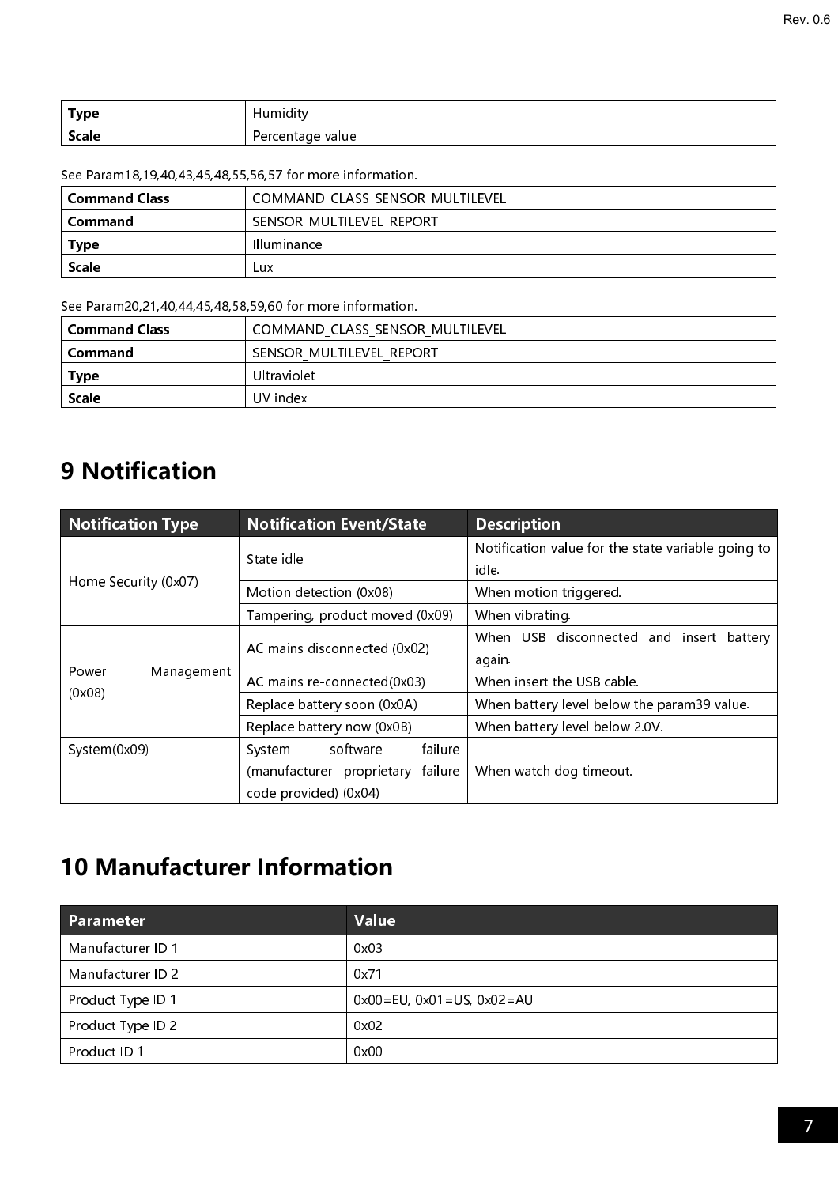| Type | Humidity |
| --- | --- |
| Scale | Percentage value |

See Param18,19,40,43,45,48,55,56,57 for more information.

| Command Class | COMMAND_CLASS_SENSOR_MULTILEVEL |
| --- | --- |
| Command | SENSOR_MULTILEVEL_REPORT |
| Type | Illuminance |
| Scale | Lux |

See Param20,21,40,44,45,48,58,59,60 for more information.

| Command Class | COMMAND_CLASS_SENSOR_MULTILEVEL |
| --- | --- |
| Command | SENSOR_MULTILEVEL_REPORT |
| Type | Ultraviolet |
| Scale | UV index |

# 9 Notification

| Notification Type | Notification Event/State | Description |
| --- | --- | --- |
| Home Security (0x07) | State idle | Notification value for the state variable going to idle. |
| | Motion detection (0x08) | When motion triggered. |
| | Tampering, product moved (0x09) | When vibrating. |
| Power Management (0x08) | AC mains disconnected (0x02) | When USB disconnected and insert battery again. |
| | AC mains re-connected(0x03) | When insert the USB cable. |
| | Replace battery soon (0x0A) | When battery level below the param39 value. |
| | Replace battery now (0x0B) | When battery level below 2.0V. |
| System(0x09) | System software failure (manufacturer proprietary failure code provided) (0x04) | When watch dog timeout. |

# 10 Manufacturer Information

| Parameter | Value |
| --- | --- |
| Manufacturer ID 1 | 0x03 |
| Manufacturer ID 2 | 0x71 |
| Product Type ID 1 | 0x00=EU, 0x01=US, 0x02=AU |
| Product Type ID 2 | 0x02 |
| Product ID 1 | 0x00 |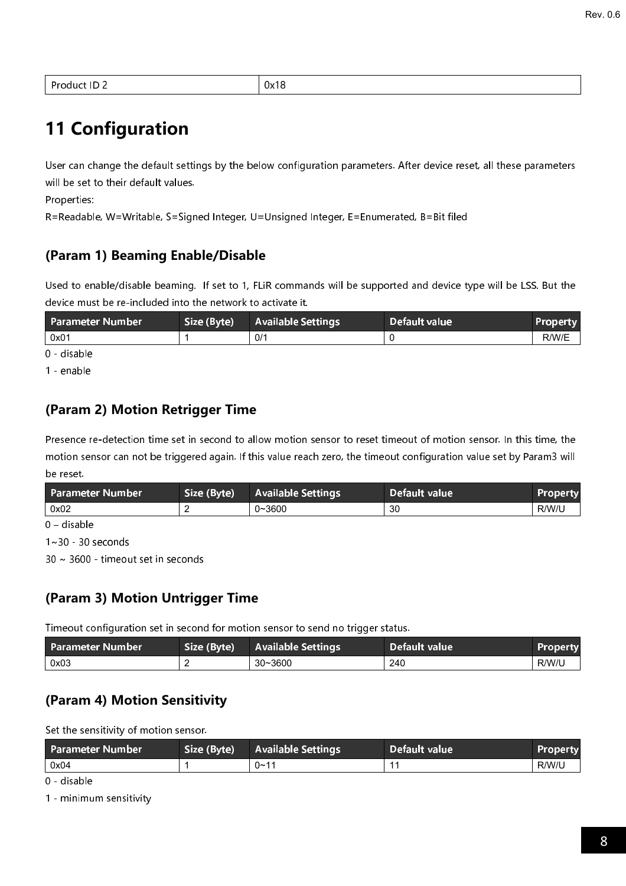| Product ID 2 | 0x18 |
|---|---|

# 11 Configuration

User can change the default settings by the below configuration parameters. After device reset, all these parameters will be set to their default values.

Properties:

R=Readable, W=Writable, S=Signed Integer, U=Unsigned Integer, E=Enumerated, B=Bit filed

## (Param 1) Beaming Enable/Disable

Used to enable/disable beaming. If set to 1, FLiR commands will be supported and device type will be LSS. But the device must be re-included into the network to activate it.

| Parameter Number | Size (Byte) | Available Settings | Default value | Property |
|---|---|---|---|---|
| 0x01 | 1 | 0/1 | 0 | R/W/E |

0 - disable

1 - enable

## (Param 2) Motion Retrigger Time

Presence re-detection time set in second to allow motion sensor to reset timeout of motion sensor. In this time, the motion sensor can not be triggered again. If this value reach zero, the timeout configuration value set by Param3 will be reset.

| Parameter Number | Size (Byte) | Available Settings | Default value | Property |
|---|---|---|---|---|
| 0x02 | 2 | 0~3600 | 30 | R/W/U |

0 – disable

1~30 - 30 seconds

30 ~ 3600 - timeout set in seconds

## (Param 3) Motion Untrigger Time

Timeout configuration set in second for motion sensor to send no trigger status.

| Parameter Number | Size (Byte) | Available Settings | Default value | Property |
|---|---|---|---|---|
| 0x03 | 2 | 30~3600 | 240 | R/W/U |

## (Param 4) Motion Sensitivity

Set the sensitivity of motion sensor.

| Parameter Number | Size (Byte) | Available Settings | Default value | Property |
|---|---|---|---|---|
| 0x04 | 1 | 0~11 | 11 | R/W/U |

0 - disable

1 - minimum sensitivity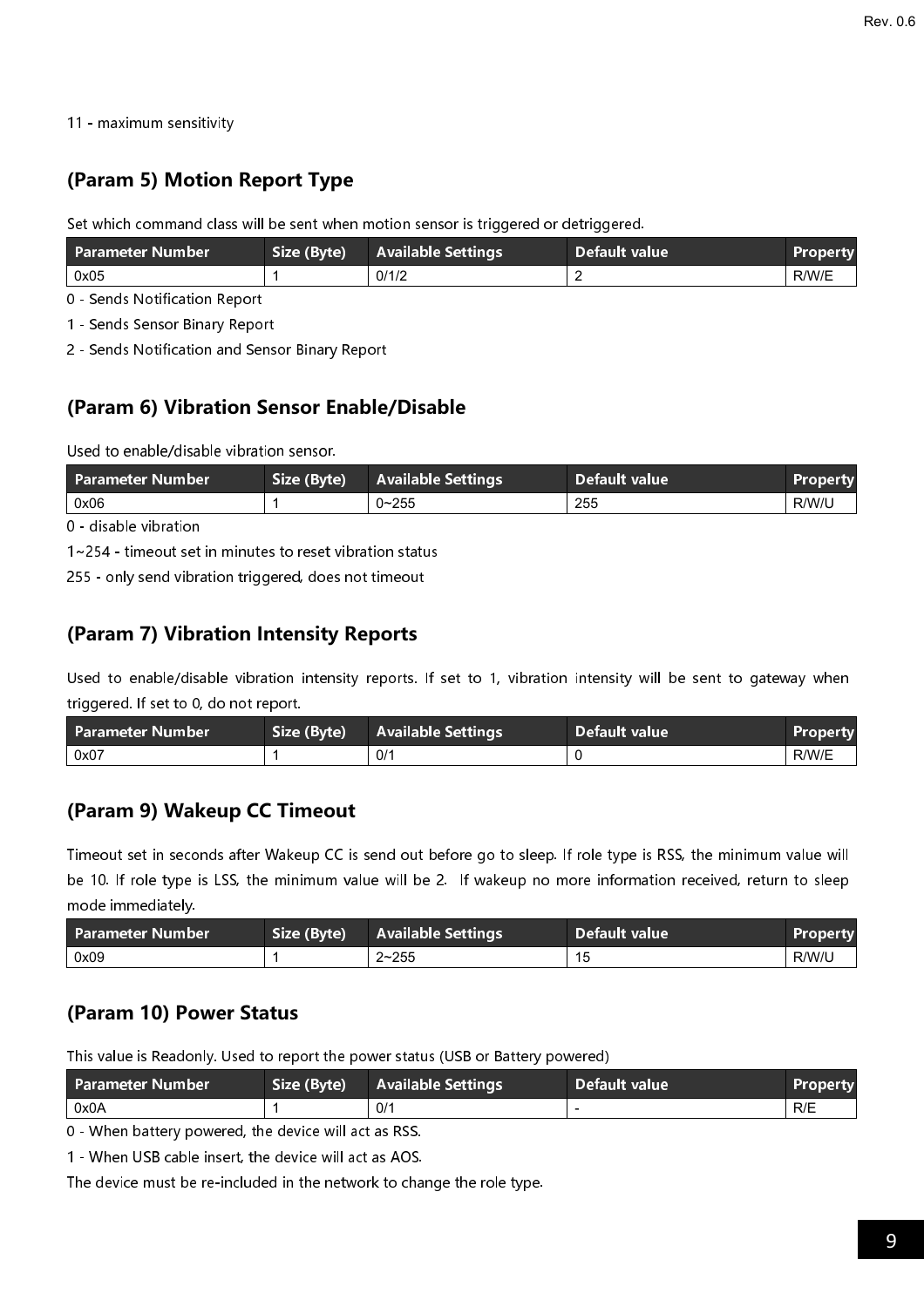11 - maximum sensitivity

## (Param 5) Motion Report Type

Set which command class will be sent when motion sensor is triggered or detriggered.

| Parameter Number | Size (Byte) | Available Settings | Default value | Property |
|---|---|---|---|---|
| 0x05 | 1 | 0/1/2 | 2 | R/W/E |

0 - Sends Notification Report

1 - Sends Sensor Binary Report

2 - Sends Notification and Sensor Binary Report

## (Param 6) Vibration Sensor Enable/Disable

Used to enable/disable vibration sensor.

| Parameter Number | Size (Byte) | Available Settings | Default value | Property |
|---|---|---|---|---|
| 0x06 | 1 | 0~255 | 255 | R/W/U |

0 - disable vibration

1~254 - timeout set in minutes to reset vibration status

255 - only send vibration triggered, does not timeout

## (Param 7) Vibration Intensity Reports

Used to enable/disable vibration intensity reports. If set to 1, vibration intensity will be sent to gateway when triggered. If set to 0, do not report.

| Parameter Number | Size (Byte) | Available Settings | Default value | Property |
|---|---|---|---|---|
| 0x07 | 1 | 0/1 | 0 | R/W/E |

## (Param 9) Wakeup CC Timeout

Timeout set in seconds after Wakeup CC is send out before go to sleep. If role type is RSS, the minimum value will be 10. If role type is LSS, the minimum value will be 2. If wakeup no more information received, return to sleep mode immediately.

| Parameter Number | Size (Byte) | Available Settings | Default value | Property |
|---|---|---|---|---|
| 0x09 | 1 | 2~255 | 15 | R/W/U |

## (Param 10) Power Status

This value is Readonly. Used to report the power status (USB or Battery powered)

| Parameter Number | Size (Byte) | Available Settings | Default value | Property |
|---|---|---|---|---|
| 0x0A | 1 | 0/1 | - | R/E |

0 - When battery powered, the device will act as RSS.

1 - When USB cable insert, the device will act as AOS.

The device must be re-included in the network to change the role type.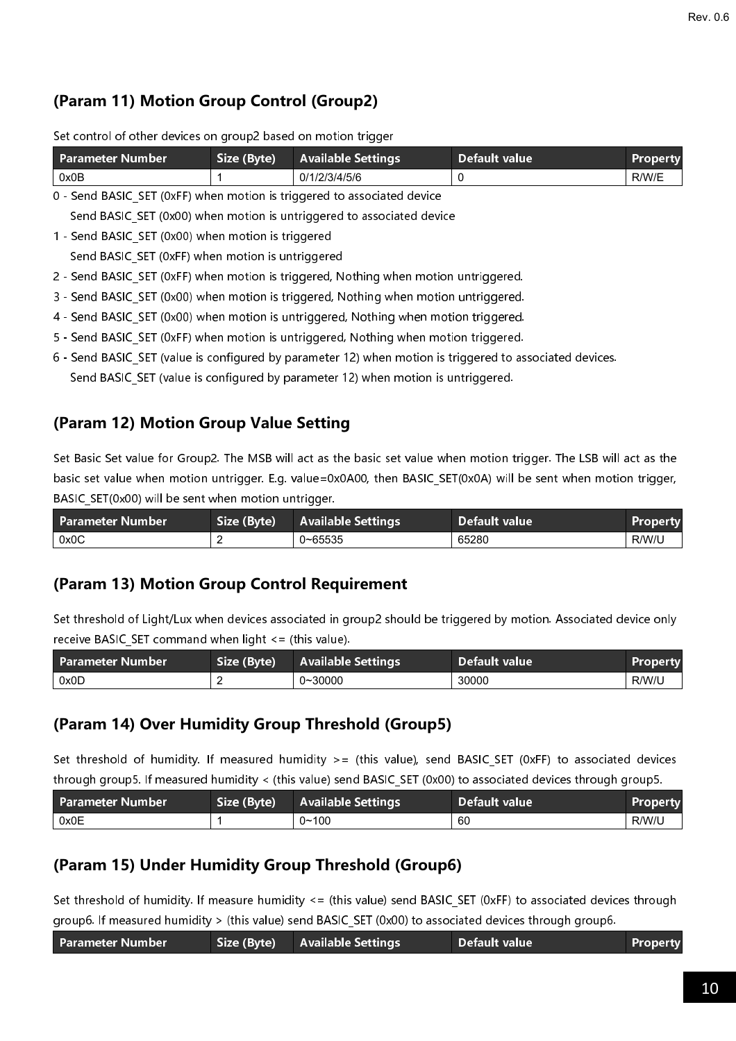## (Param 11) Motion Group Control (Group2)

Set control of other devices on group2 based on motion trigger

| Parameter Number | Size (Byte) | Available Settings | Default value | Property |
|---|---|---|---|---|
| 0x0B | 1 | 0/1/2/3/4/5/6 | 0 | R/W/E |

0 - Send BASIC_SET (0xFF) when motion is triggered to associated device
  Send BASIC_SET (0x00) when motion is untriggered to associated device

1 - Send BASIC_SET (0x00) when motion is triggered
  Send BASIC_SET (0xFF) when motion is untriggered

2 - Send BASIC_SET (0xFF) when motion is triggered, Nothing when motion untriggered.

3 - Send BASIC_SET (0x00) when motion is triggered, Nothing when motion untriggered.

4 - Send BASIC_SET (0x00) when motion is untriggered, Nothing when motion triggered.

5 - Send BASIC_SET (0xFF) when motion is untriggered, Nothing when motion triggered.

6 - Send BASIC_SET (value is configured by parameter 12) when motion is triggered to associated devices.
  Send BASIC_SET (value is configured by parameter 12) when motion is untriggered.

## (Param 12) Motion Group Value Setting

Set Basic Set value for Group2. The MSB will act as the basic set value when motion trigger. The LSB will act as the basic set value when motion untrigger. E.g. value=0x0A00, then BASIC_SET(0x0A) will be sent when motion trigger, BASIC_SET(0x00) will be sent when motion untrigger.

| Parameter Number | Size (Byte) | Available Settings | Default value | Property |
|---|---|---|---|---|
| 0x0C | 2 | 0~65535 | 65280 | R/W/U |

## (Param 13) Motion Group Control Requirement

Set threshold of Light/Lux when devices associated in group2 should be triggered by motion. Associated device only receive BASIC_SET command when light <= (this value).

| Parameter Number | Size (Byte) | Available Settings | Default value | Property |
|---|---|---|---|---|
| 0x0D | 2 | 0~30000 | 30000 | R/W/U |

## (Param 14) Over Humidity Group Threshold (Group5)

Set threshold of humidity. If measured humidity >= (this value), send BASIC_SET (0xFF) to associated devices through group5. If measured humidity < (this value) send BASIC_SET (0x00) to associated devices through group5.

| Parameter Number | Size (Byte) | Available Settings | Default value | Property |
|---|---|---|---|---|
| 0x0E | 1 | 0~100 | 60 | R/W/U |

## (Param 15) Under Humidity Group Threshold (Group6)

Set threshold of humidity. If measure humidity <= (this value) send BASIC_SET (0xFF) to associated devices through group6. If measured humidity > (this value) send BASIC_SET (0x00) to associated devices through group6.

| Parameter Number | Size (Byte) | Available Settings | Default value | Property |
|---|---|---|---|---|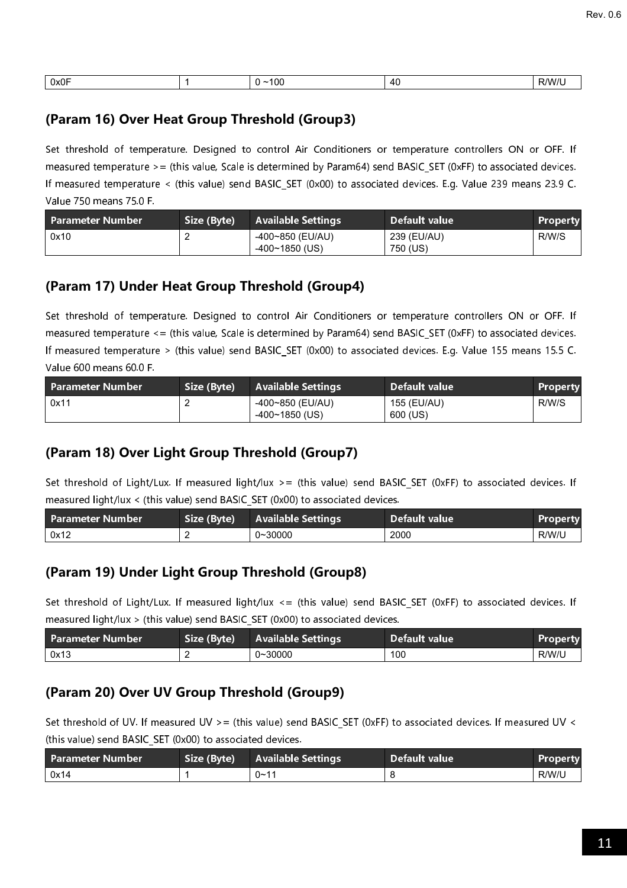| 0x0F | 1 | 0 ~100 | 40 | R/W/U |
|---|---|---|---|---|

## (Param 16) Over Heat Group Threshold (Group3)

Set threshold of temperature. Designed to control Air Conditioners or temperature controllers ON or OFF. If measured temperature >= (this value, Scale is determined by Param64) send BASIC_SET (0xFF) to associated devices. If measured temperature < (this value) send BASIC_SET (0x00) to associated devices. E.g. Value 239 means 23.9 C. Value 750 means 75.0 F.

| Parameter Number | Size (Byte) | Available Settings | Default value | Property |
|---|---|---|---|---|
| 0x10 | 2 | -400~850 (EU/AU)<br>-400~1850 (US) | 239 (EU/AU)<br>750 (US) | R/W/S |

## (Param 17) Under Heat Group Threshold (Group4)

Set threshold of temperature. Designed to control Air Conditioners or temperature controllers ON or OFF. If measured temperature <= (this value, Scale is determined by Param64) send BASIC_SET (0xFF) to associated devices. If measured temperature > (this value) send BASIC_SET (0x00) to associated devices. E.g. Value 155 means 15.5 C. Value 600 means 60.0 F.

| Parameter Number | Size (Byte) | Available Settings | Default value | Property |
|---|---|---|---|---|
| 0x11 | 2 | -400~850 (EU/AU)<br>-400~1850 (US) | 155 (EU/AU)<br>600 (US) | R/W/S |

## (Param 18) Over Light Group Threshold (Group7)

Set threshold of Light/Lux. If measured light/lux >= (this value) send BASIC_SET (0xFF) to associated devices. If measured light/lux < (this value) send BASIC_SET (0x00) to associated devices.

| Parameter Number | Size (Byte) | Available Settings | Default value | Property |
|---|---|---|---|---|
| 0x12 | 2 | 0~30000 | 2000 | R/W/U |

## (Param 19) Under Light Group Threshold (Group8)

Set threshold of Light/Lux. If measured light/lux <= (this value) send BASIC_SET (0xFF) to associated devices. If measured light/lux > (this value) send BASIC_SET (0x00) to associated devices.

| Parameter Number | Size (Byte) | Available Settings | Default value | Property |
|---|---|---|---|---|
| 0x13 | 2 | 0~30000 | 100 | R/W/U |

## (Param 20) Over UV Group Threshold (Group9)

Set threshold of UV. If measured UV >= (this value) send BASIC_SET (0xFF) to associated devices. If measured UV < (this value) send BASIC_SET (0x00) to associated devices.

| Parameter Number | Size (Byte) | Available Settings | Default value | Property |
|---|---|---|---|---|
| 0x14 | 1 | 0~11 | 8 | R/W/U |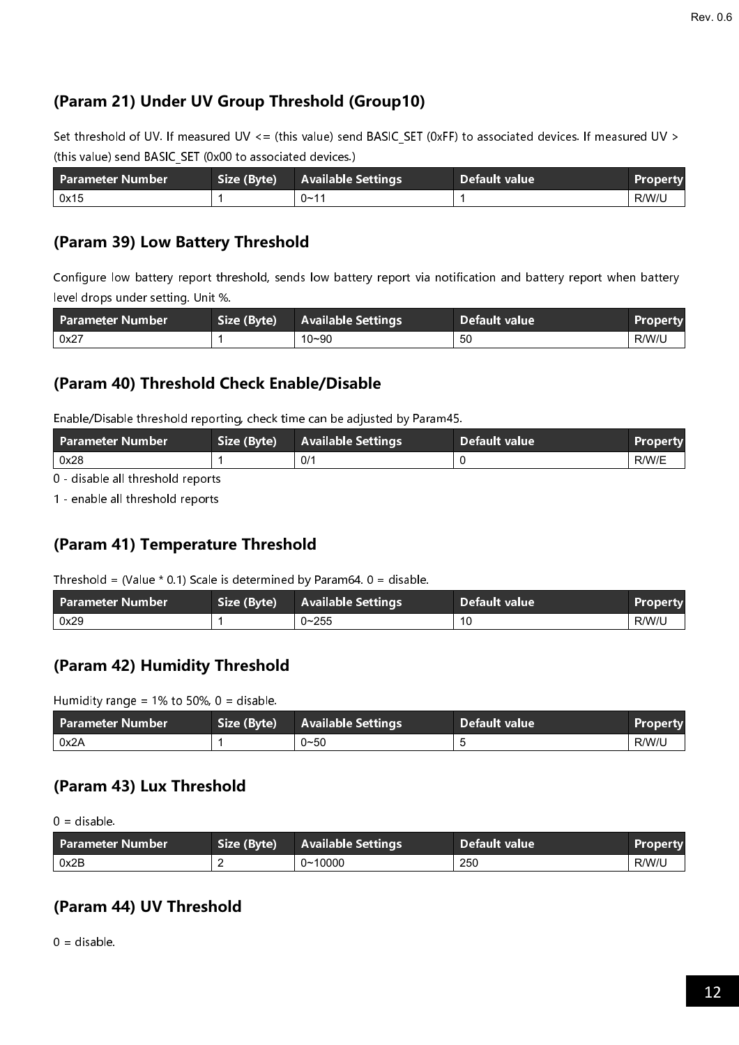## (Param 21) Under UV Group Threshold (Group10)

Set threshold of UV. If measured UV <= (this value) send BASIC_SET (0xFF) to associated devices. If measured UV > (this value) send BASIC_SET (0x00 to associated devices.)

| Parameter Number | Size (Byte) | Available Settings | Default value | Property |
|---|---|---|---|---|
| 0x15 | 1 | 0~11 | 1 | R/W/U |

## (Param 39) Low Battery Threshold

Configure low battery report threshold, sends low battery report via notification and battery report when battery level drops under setting. Unit %.

| Parameter Number | Size (Byte) | Available Settings | Default value | Property |
|---|---|---|---|---|
| 0x27 | 1 | 10~90 | 50 | R/W/U |

## (Param 40) Threshold Check Enable/Disable

Enable/Disable threshold reporting, check time can be adjusted by Param45.

| Parameter Number | Size (Byte) | Available Settings | Default value | Property |
|---|---|---|---|---|
| 0x28 | 1 | 0/1 | 0 | R/W/E |

0 - disable all threshold reports

1 - enable all threshold reports

## (Param 41) Temperature Threshold

Threshold = (Value * 0.1) Scale is determined by Param64. 0 = disable.

| Parameter Number | Size (Byte) | Available Settings | Default value | Property |
|---|---|---|---|---|
| 0x29 | 1 | 0~255 | 10 | R/W/U |

## (Param 42) Humidity Threshold

Humidity range = 1% to 50%, 0 = disable.

| Parameter Number | Size (Byte) | Available Settings | Default value | Property |
|---|---|---|---|---|
| 0x2A | 1 | 0~50 | 5 | R/W/U |

## (Param 43) Lux Threshold

0 = disable.

| Parameter Number | Size (Byte) | Available Settings | Default value | Property |
|---|---|---|---|---|
| 0x2B | 2 | 0~10000 | 250 | R/W/U |

## (Param 44) UV Threshold

0 = disable.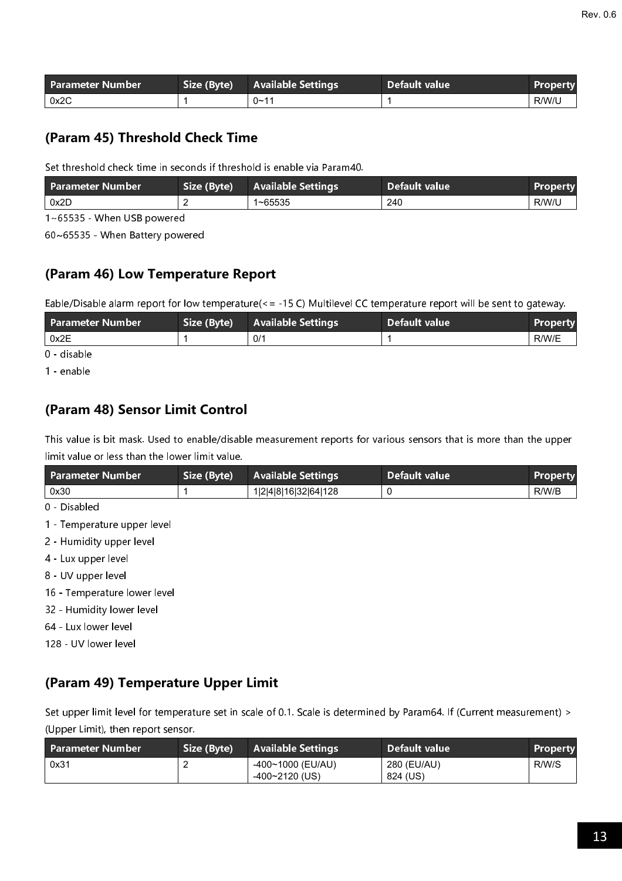| Parameter Number | Size (Byte) | Available Settings | Default value | Property |
|---|---|---|---|---|
| 0x2C | 1 | 0~11 | 1 | R/W/U |

## (Param 45) Threshold Check Time

Set threshold check time in seconds if threshold is enable via Param40.

| Parameter Number | Size (Byte) | Available Settings | Default value | Property |
|---|---|---|---|---|
| 0x2D | 2 | 1~65535 | 240 | R/W/U |

1~65535 - When USB powered

60~65535 - When Battery powered

## (Param 46) Low Temperature Report

Eable/Disable alarm report for low temperature(<= -15 C) Multilevel CC temperature report will be sent to gateway.

| Parameter Number | Size (Byte) | Available Settings | Default value | Property |
|---|---|---|---|---|
| 0x2E | 1 | 0/1 | 1 | R/W/E |

0 - disable

1 - enable

## (Param 48) Sensor Limit Control

This value is bit mask. Used to enable/disable measurement reports for various sensors that is more than the upper limit value or less than the lower limit value.

| Parameter Number | Size (Byte) | Available Settings | Default value | Property |
|---|---|---|---|---|
| 0x30 | 1 | 1\|2\|4\|8\|16\|32\|64\|128 | 0 | R/W/B |

0 - Disabled

1 - Temperature upper level

2 - Humidity upper level

4 - Lux upper level

8 - UV upper level

16 - Temperature lower level

32 - Humidity lower level

64 - Lux lower level

128 - UV lower level

## (Param 49) Temperature Upper Limit

Set upper limit level for temperature set in scale of 0.1. Scale is determined by Param64. If (Current measurement) > (Upper Limit), then report sensor.

| Parameter Number | Size (Byte) | Available Settings | Default value | Property |
|---|---|---|---|---|
| 0x31 | 2 | -400~1000 (EU/AU)<br>-400~2120 (US) | 280 (EU/AU)<br>824 (US) | R/W/S |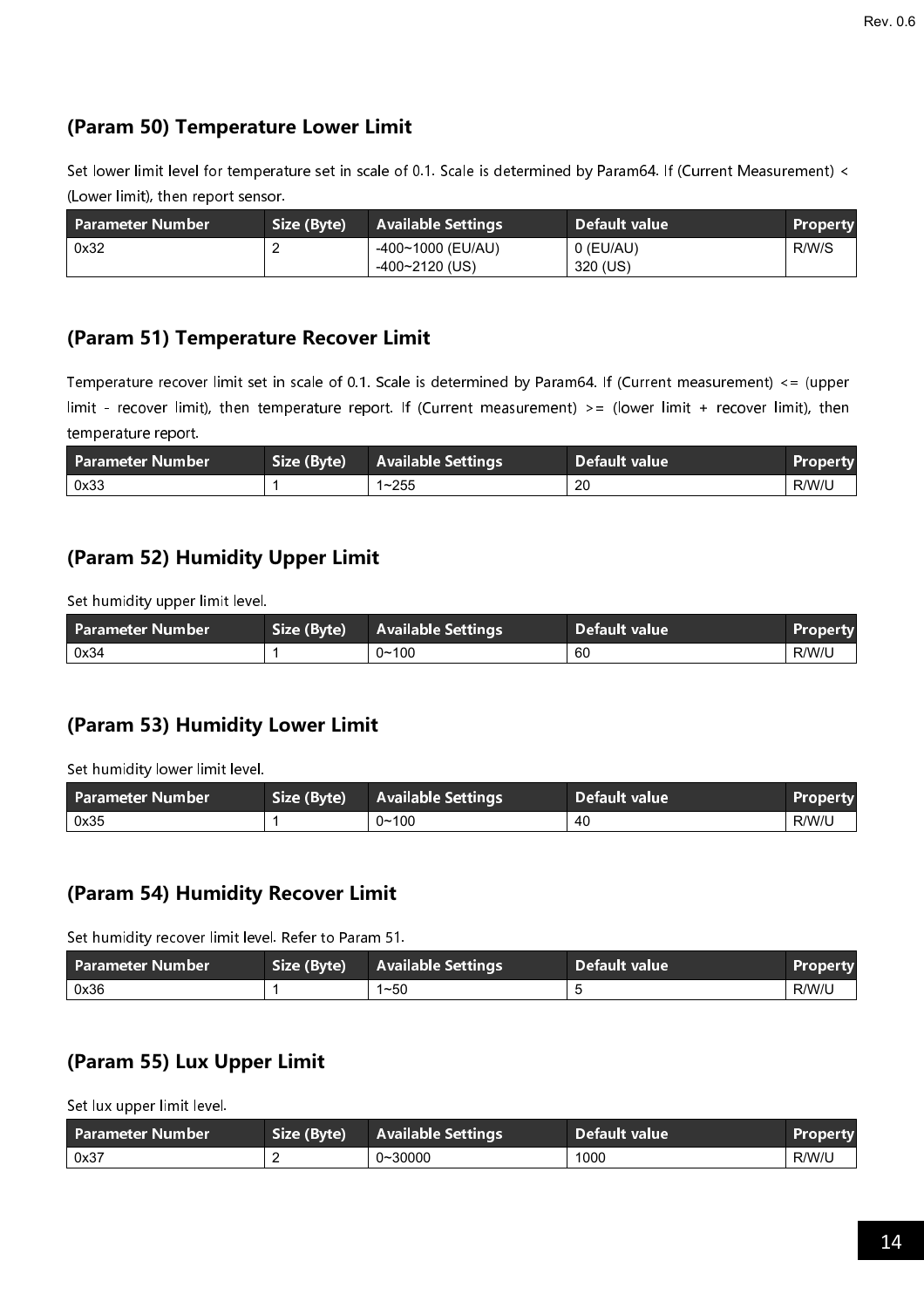## (Param 50) Temperature Lower Limit

Set lower limit level for temperature set in scale of 0.1. Scale is determined by Param64. If (Current Measurement) < (Lower limit), then report sensor.

| Parameter Number | Size (Byte) | Available Settings | Default value | Property |
|---|---|---|---|---|
| 0x32 | 2 | -400~1000 (EU/AU)<br>-400~2120 (US) | 0 (EU/AU)<br>320 (US) | R/W/S |

## (Param 51) Temperature Recover Limit

Temperature recover limit set in scale of 0.1. Scale is determined by Param64. If (Current measurement) <= (upper limit - recover limit), then temperature report. If (Current measurement) >= (lower limit + recover limit), then temperature report.

| Parameter Number | Size (Byte) | Available Settings | Default value | Property |
|---|---|---|---|---|
| 0x33 | 1 | 1~255 | 20 | R/W/U |

## (Param 52) Humidity Upper Limit

Set humidity upper limit level.

| Parameter Number | Size (Byte) | Available Settings | Default value | Property |
|---|---|---|---|---|
| 0x34 | 1 | 0~100 | 60 | R/W/U |

## (Param 53) Humidity Lower Limit

Set humidity lower limit level.

| Parameter Number | Size (Byte) | Available Settings | Default value | Property |
|---|---|---|---|---|
| 0x35 | 1 | 0~100 | 40 | R/W/U |

## (Param 54) Humidity Recover Limit

Set humidity recover limit level. Refer to Param 51.

| Parameter Number | Size (Byte) | Available Settings | Default value | Property |
|---|---|---|---|---|
| 0x36 | 1 | 1~50 | 5 | R/W/U |

## (Param 55) Lux Upper Limit

Set lux upper limit level.

| Parameter Number | Size (Byte) | Available Settings | Default value | Property |
|---|---|---|---|---|
| 0x37 | 2 | 0~30000 | 1000 | R/W/U |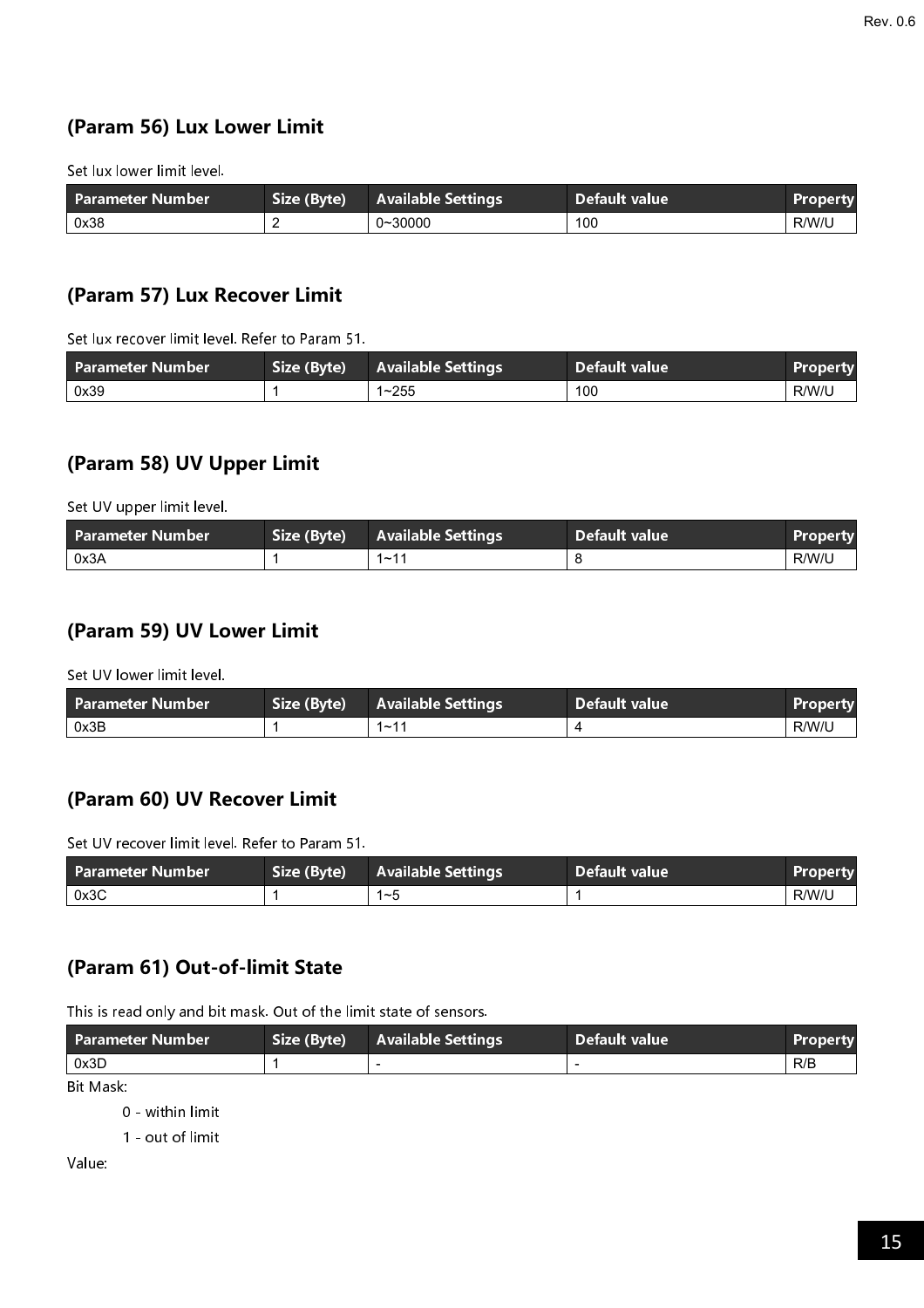### (Param 56) Lux Lower Limit

Set lux lower limit level.

| Parameter Number | Size (Byte) | Available Settings | Default value | Property |
| --- | --- | --- | --- | --- |
| 0x38 | 2 | 0~30000 | 100 | R/W/U |

### (Param 57) Lux Recover Limit

Set lux recover limit level. Refer to Param 51.

| Parameter Number | Size (Byte) | Available Settings | Default value | Property |
| --- | --- | --- | --- | --- |
| 0x39 | 1 | 1~255 | 100 | R/W/U |

### (Param 58) UV Upper Limit

Set UV upper limit level.

| Parameter Number | Size (Byte) | Available Settings | Default value | Property |
| --- | --- | --- | --- | --- |
| 0x3A | 1 | 1~11 | 8 | R/W/U |

### (Param 59) UV Lower Limit

Set UV lower limit level.

| Parameter Number | Size (Byte) | Available Settings | Default value | Property |
| --- | --- | --- | --- | --- |
| 0x3B | 1 | 1~11 | 4 | R/W/U |

### (Param 60) UV Recover Limit

Set UV recover limit level. Refer to Param 51.

| Parameter Number | Size (Byte) | Available Settings | Default value | Property |
| --- | --- | --- | --- | --- |
| 0x3C | 1 | 1~5 | 1 | R/W/U |

### (Param 61) Out-of-limit State

This is read only and bit mask. Out of the limit state of sensors.

| Parameter Number | Size (Byte) | Available Settings | Default value | Property |
| --- | --- | --- | --- | --- |
| 0x3D | 1 | - | - | R/B |

Bit Mask:

0 - within limit

1 - out of limit

Value: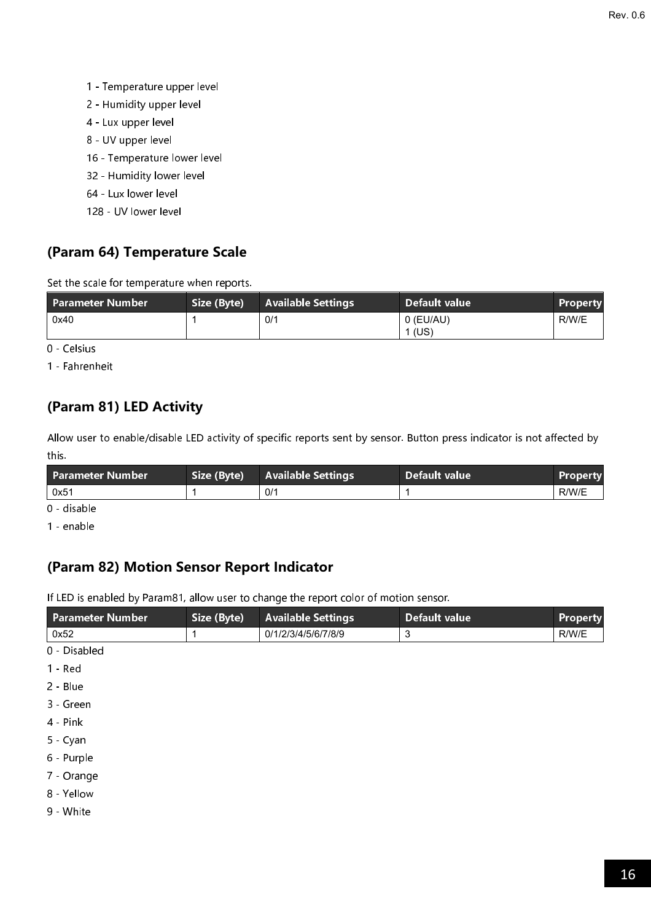1 - Temperature upper level

2 - Humidity upper level

4 - Lux upper level

8 - UV upper level

16 - Temperature lower level

32 - Humidity lower level

64 - Lux lower level

128 - UV lower level

## (Param 64) Temperature Scale

Set the scale for temperature when reports.

| Parameter Number | Size (Byte) | Available Settings | Default value | Property |
|---|---|---|---|---|
| 0x40 | 1 | 0/1 | 0 (EU/AU)<br>1 (US) | R/W/E |

0 - Celsius

1 - Fahrenheit

## (Param 81) LED Activity

Allow user to enable/disable LED activity of specific reports sent by sensor. Button press indicator is not affected by this.

| Parameter Number | Size (Byte) | Available Settings | Default value | Property |
|---|---|---|---|---|
| 0x51 | 1 | 0/1 | 1 | R/W/E |

0 - disable

1 - enable

## (Param 82) Motion Sensor Report Indicator

If LED is enabled by Param81, allow user to change the report color of motion sensor.

| Parameter Number | Size (Byte) | Available Settings | Default value | Property |
|---|---|---|---|---|
| 0x52 | 1 | 0/1/2/3/4/5/6/7/8/9 | 3 | R/W/E |

0 - Disabled

1 - Red

2 - Blue

3 - Green

4 - Pink

5 - Cyan

6 - Purple

7 - Orange

8 - Yellow

9 - White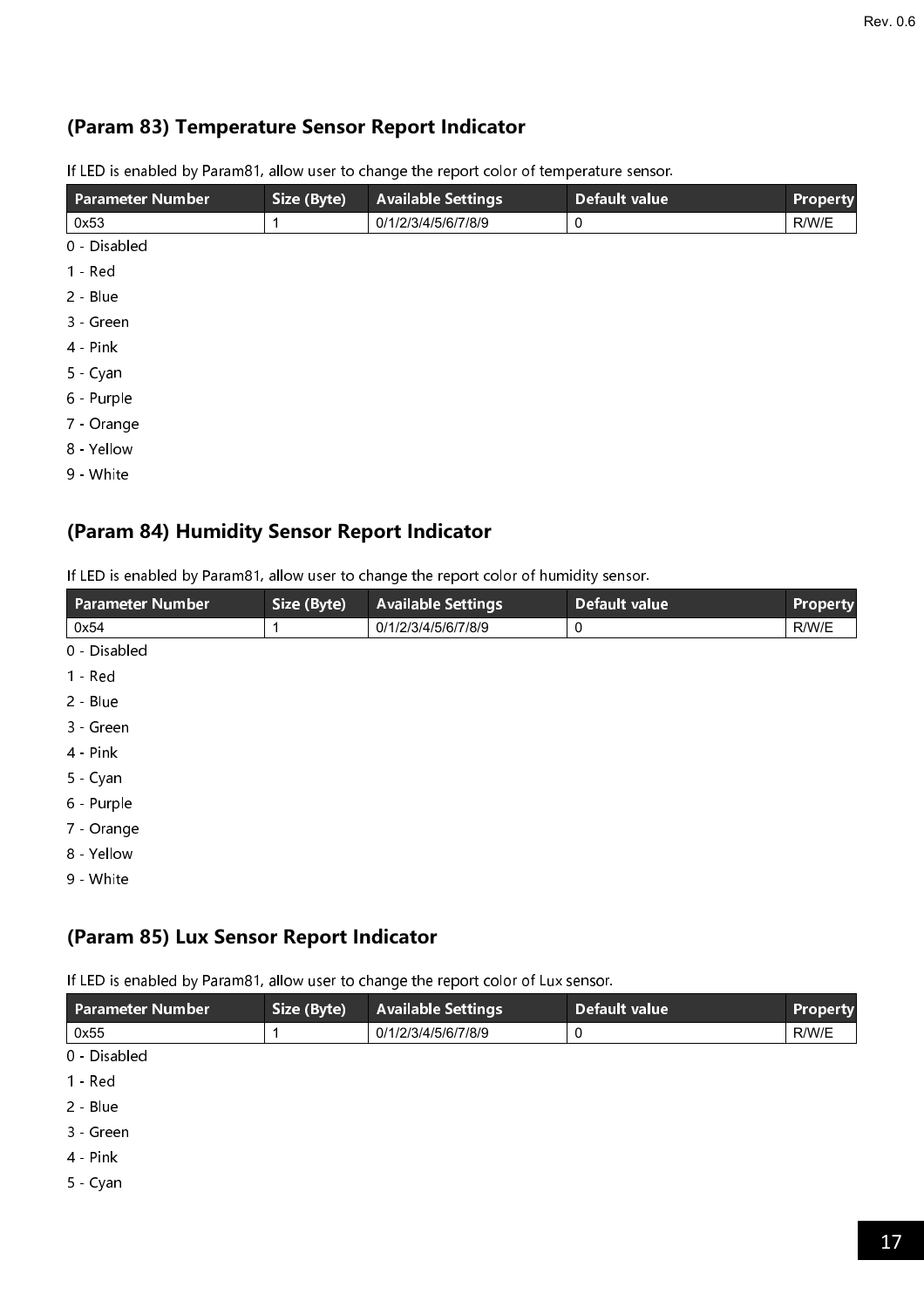## (Param 83) Temperature Sensor Report Indicator

If LED is enabled by Param81, allow user to change the report color of temperature sensor.

| Parameter Number | Size (Byte) | Available Settings | Default value | Property |
|---|---|---|---|---|
| 0x53 | 1 | 0/1/2/3/4/5/6/7/8/9 | 0 | R/W/E |

0 - Disabled

1 - Red

2 - Blue

3 - Green

4 - Pink

5 - Cyan

6 - Purple

7 - Orange

8 - Yellow

9 - White

## (Param 84) Humidity Sensor Report Indicator

If LED is enabled by Param81, allow user to change the report color of humidity sensor.

| Parameter Number | Size (Byte) | Available Settings | Default value | Property |
|---|---|---|---|---|
| 0x54 | 1 | 0/1/2/3/4/5/6/7/8/9 | 0 | R/W/E |

0 - Disabled

1 - Red

2 - Blue

3 - Green

4 - Pink

5 - Cyan

6 - Purple

7 - Orange

8 - Yellow

9 - White

## (Param 85) Lux Sensor Report Indicator

If LED is enabled by Param81, allow user to change the report color of Lux sensor.

| Parameter Number | Size (Byte) | Available Settings | Default value | Property |
|---|---|---|---|---|
| 0x55 | 1 | 0/1/2/3/4/5/6/7/8/9 | 0 | R/W/E |

0 - Disabled

1 - Red

2 - Blue

3 - Green

4 - Pink

5 - Cyan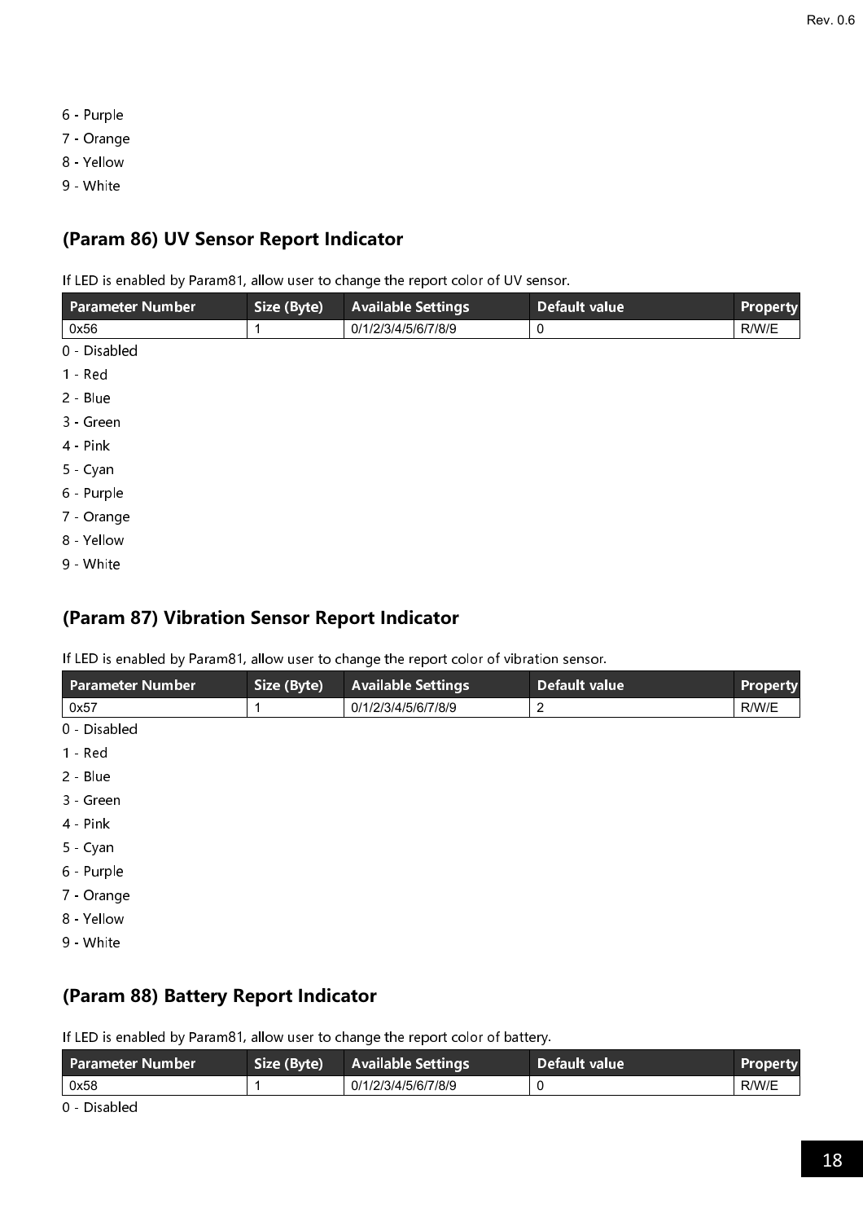6 - Purple

7 - Orange

8 - Yellow

9 - White

## (Param 86) UV Sensor Report Indicator

If LED is enabled by Param81, allow user to change the report color of UV sensor.

| Parameter Number | Size (Byte) | Available Settings | Default value | Property |
|---|---|---|---|---|
| 0x56 | 1 | 0/1/2/3/4/5/6/7/8/9 | 0 | R/W/E |

0 - Disabled

1 - Red

2 - Blue

3 - Green

4 - Pink

5 - Cyan

6 - Purple

7 - Orange

8 - Yellow

9 - White

## (Param 87) Vibration Sensor Report Indicator

If LED is enabled by Param81, allow user to change the report color of vibration sensor.

| Parameter Number | Size (Byte) | Available Settings | Default value | Property |
|---|---|---|---|---|
| 0x57 | 1 | 0/1/2/3/4/5/6/7/8/9 | 2 | R/W/E |

0 - Disabled

1 - Red

2 - Blue

3 - Green

4 - Pink

5 - Cyan

6 - Purple

7 - Orange

8 - Yellow

9 - White

## (Param 88) Battery Report Indicator

If LED is enabled by Param81, allow user to change the report color of battery.

| Parameter Number | Size (Byte) | Available Settings | Default value | Property |
|---|---|---|---|---|
| 0x58 | 1 | 0/1/2/3/4/5/6/7/8/9 | 0 | R/W/E |

0 - Disabled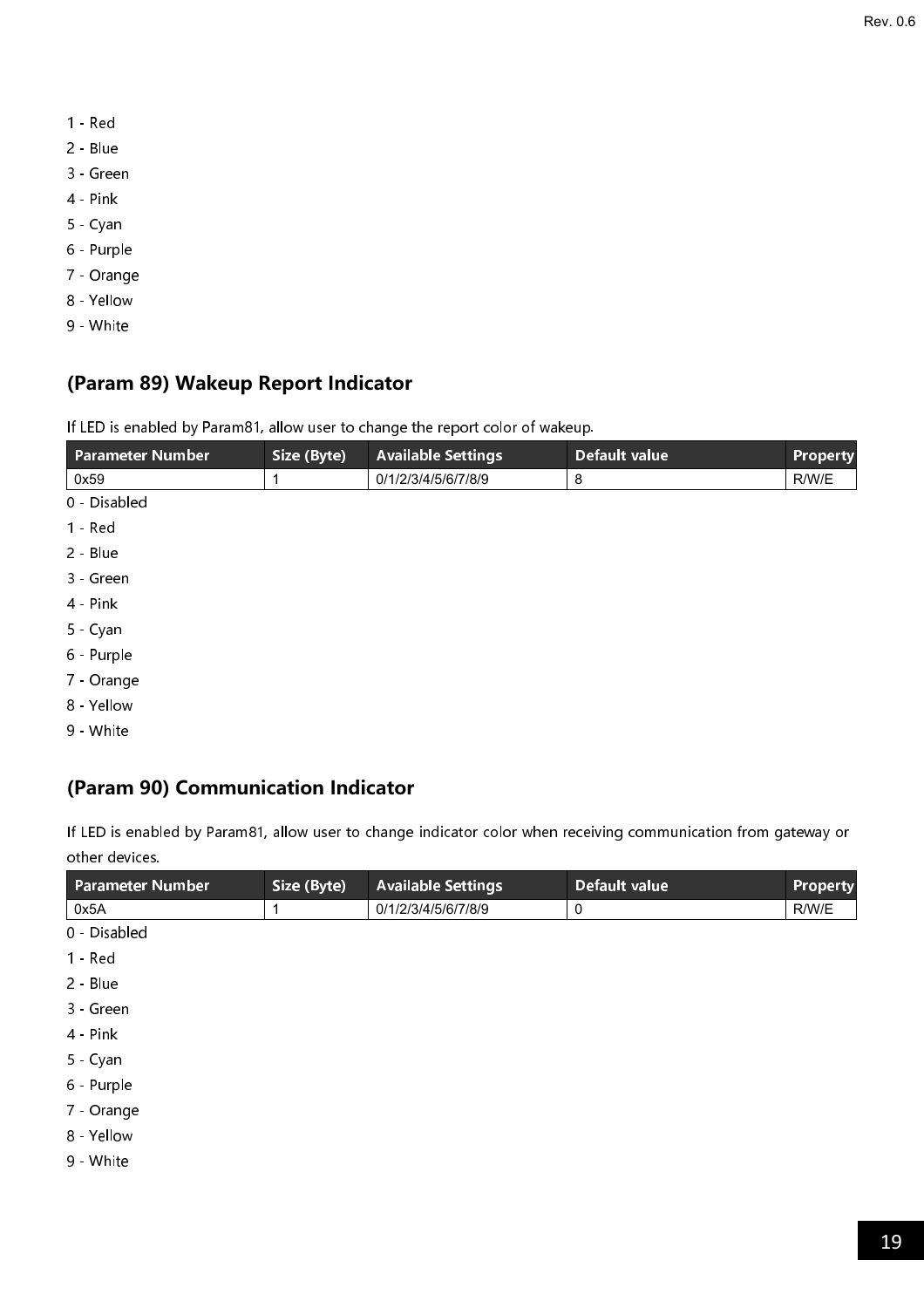1 - Red

2 - Blue

3 - Green

4 - Pink

5 - Cyan

6 - Purple

7 - Orange

8 - Yellow

9 - White

## (Param 89) Wakeup Report Indicator

If LED is enabled by Param81, allow user to change the report color of wakeup.

| Parameter Number | Size (Byte) | Available Settings | Default value | Property |
|---|---|---|---|---|
| 0x59 | 1 | 0/1/2/3/4/5/6/7/8/9 | 8 | R/W/E |

0 - Disabled

1 - Red

2 - Blue

3 - Green

4 - Pink

5 - Cyan

6 - Purple

7 - Orange

8 - Yellow

9 - White

## (Param 90) Communication Indicator

If LED is enabled by Param81, allow user to change indicator color when receiving communication from gateway or other devices.

| Parameter Number | Size (Byte) | Available Settings | Default value | Property |
|---|---|---|---|---|
| 0x5A | 1 | 0/1/2/3/4/5/6/7/8/9 | 0 | R/W/E |

0 - Disabled

1 - Red

2 - Blue

3 - Green

4 - Pink

5 - Cyan

6 - Purple

7 - Orange

8 - Yellow

9 - White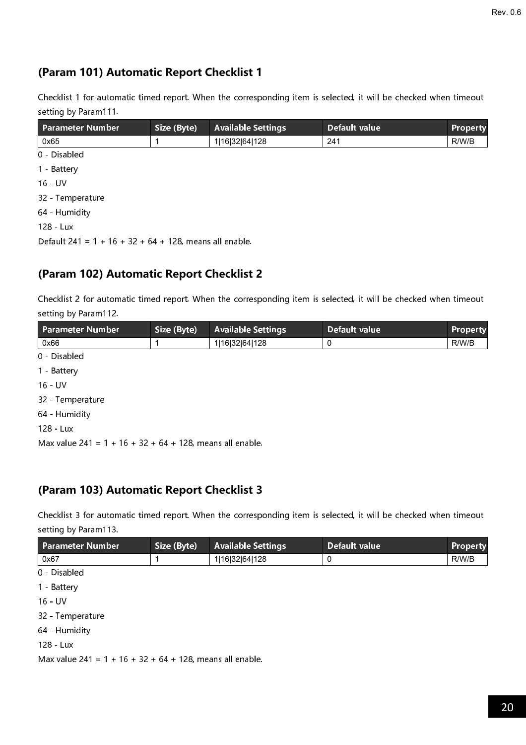## (Param 101) Automatic Report Checklist 1

Checklist 1 for automatic timed report. When the corresponding item is selected, it will be checked when timeout setting by Param111.

| Parameter Number | Size (Byte) | Available Settings | Default value | Property |
|---|---|---|---|---|
| 0x65 | 1 | 1\|16\|32\|64\|128 | 241 | R/W/B |

0 - Disabled

1 - Battery

16 - UV

32 - Temperature

64 - Humidity

128 - Lux

Default 241 = 1 + 16 + 32 + 64 + 128, means all enable.

## (Param 102) Automatic Report Checklist 2

Checklist 2 for automatic timed report. When the corresponding item is selected, it will be checked when timeout setting by Param112.

| Parameter Number | Size (Byte) | Available Settings | Default value | Property |
|---|---|---|---|---|
| 0x66 | 1 | 1\|16\|32\|64\|128 | 0 | R/W/B |

0 - Disabled

1 - Battery

16 - UV

32 - Temperature

64 - Humidity

128 - Lux

Max value 241 = 1 + 16 + 32 + 64 + 128, means all enable.

## (Param 103) Automatic Report Checklist 3

Checklist 3 for automatic timed report. When the corresponding item is selected, it will be checked when timeout setting by Param113.

| Parameter Number | Size (Byte) | Available Settings | Default value | Property |
|---|---|---|---|---|
| 0x67 | 1 | 1\|16\|32\|64\|128 | 0 | R/W/B |

0 - Disabled

1 - Battery

16 - UV

32 - Temperature

64 - Humidity

128 - Lux

Max value 241 = 1 + 16 + 32 + 64 + 128, means all enable.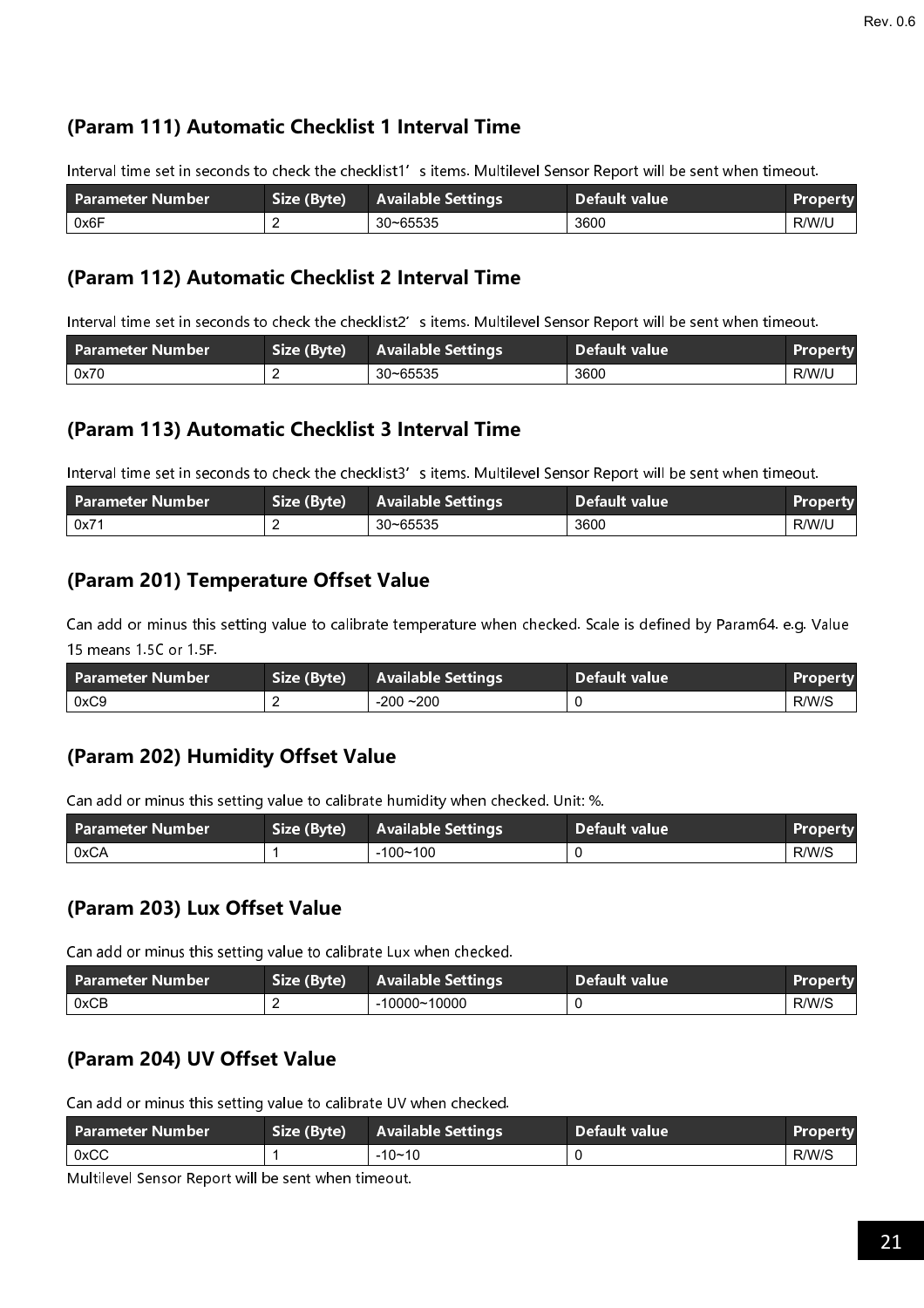## (Param 111) Automatic Checklist 1 Interval Time

Interval time set in seconds to check the checklist1' s items. Multilevel Sensor Report will be sent when timeout.

| Parameter Number | Size (Byte) | Available Settings | Default value | Property |
|---|---|---|---|---|
| 0x6F | 2 | 30~65535 | 3600 | R/W/U |

## (Param 112) Automatic Checklist 2 Interval Time

Interval time set in seconds to check the checklist2' s items. Multilevel Sensor Report will be sent when timeout.

| Parameter Number | Size (Byte) | Available Settings | Default value | Property |
|---|---|---|---|---|
| 0x70 | 2 | 30~65535 | 3600 | R/W/U |

## (Param 113) Automatic Checklist 3 Interval Time

Interval time set in seconds to check the checklist3' s items. Multilevel Sensor Report will be sent when timeout.

| Parameter Number | Size (Byte) | Available Settings | Default value | Property |
|---|---|---|---|---|
| 0x71 | 2 | 30~65535 | 3600 | R/W/U |

## (Param 201) Temperature Offset Value

Can add or minus this setting value to calibrate temperature when checked. Scale is defined by Param64. e.g. Value 15 means 1.5C or 1.5F.

| Parameter Number | Size (Byte) | Available Settings | Default value | Property |
|---|---|---|---|---|
| 0xC9 | 2 | -200 ~200 | 0 | R/W/S |

## (Param 202) Humidity Offset Value

Can add or minus this setting value to calibrate humidity when checked. Unit: %.

| Parameter Number | Size (Byte) | Available Settings | Default value | Property |
|---|---|---|---|---|
| 0xCA | 1 | -100~100 | 0 | R/W/S |

## (Param 203) Lux Offset Value

Can add or minus this setting value to calibrate Lux when checked.

| Parameter Number | Size (Byte) | Available Settings | Default value | Property |
|---|---|---|---|---|
| 0xCB | 2 | -10000~10000 | 0 | R/W/S |

## (Param 204) UV Offset Value

Can add or minus this setting value to calibrate UV when checked.

| Parameter Number | Size (Byte) | Available Settings | Default value | Property |
|---|---|---|---|---|
| 0xCC | 1 | -10~10 | 0 | R/W/S |

Multilevel Sensor Report will be sent when timeout.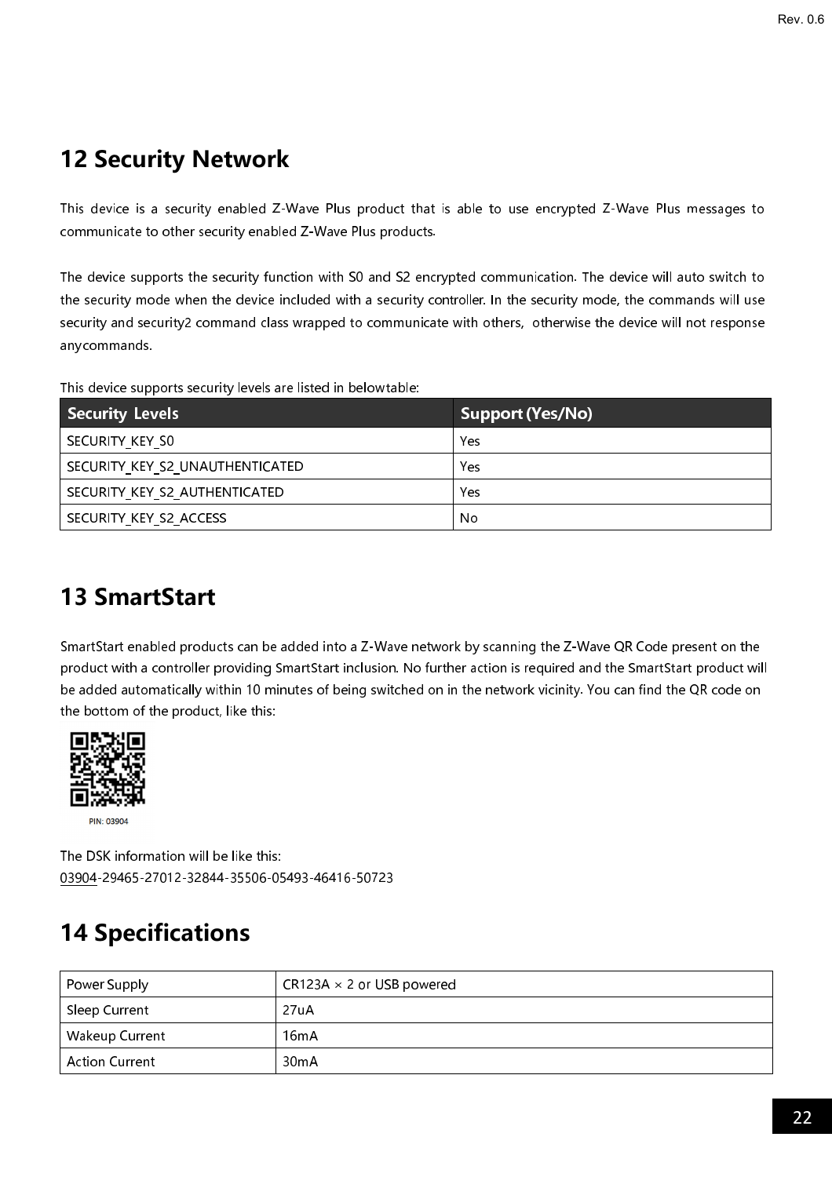## 12 Security Network

This device is a security enabled Z-Wave Plus product that is able to use encrypted Z-Wave Plus messages to communicate to other security enabled Z-Wave Plus products.

The device supports the security function with S0 and S2 encrypted communication. The device will auto switch to the security mode when the device included with a security controller. In the security mode, the commands will use security and security2 command class wrapped to communicate with others, otherwise the device will not response anycommands.

This device supports security levels are listed in belowtable:

| Security Levels | Support (Yes/No) |
| --- | --- |
| SECURITY_KEY_S0 | Yes |
| SECURITY_KEY_S2_UNAUTHENTICATED | Yes |
| SECURITY_KEY_S2_AUTHENTICATED | Yes |
| SECURITY_KEY_S2_ACCESS | No |

## 13 SmartStart

SmartStart enabled products can be added into a Z-Wave network by scanning the Z-Wave QR Code present on the product with a controller providing SmartStart inclusion. No further action is required and the SmartStart product will be added automatically within 10 minutes of being switched on in the network vicinity. You can find the QR code on the bottom of the product, like this:

PIN: 03904

The DSK information will be like this:
03904-29465-27012-32844-35506-05493-46416-50723

## 14 Specifications

| Power Supply | CR123A × 2 or USB powered |
| --- | --- |
| Sleep Current | 27uA |
| Wakeup Current | 16mA |
| Action Current | 30mA |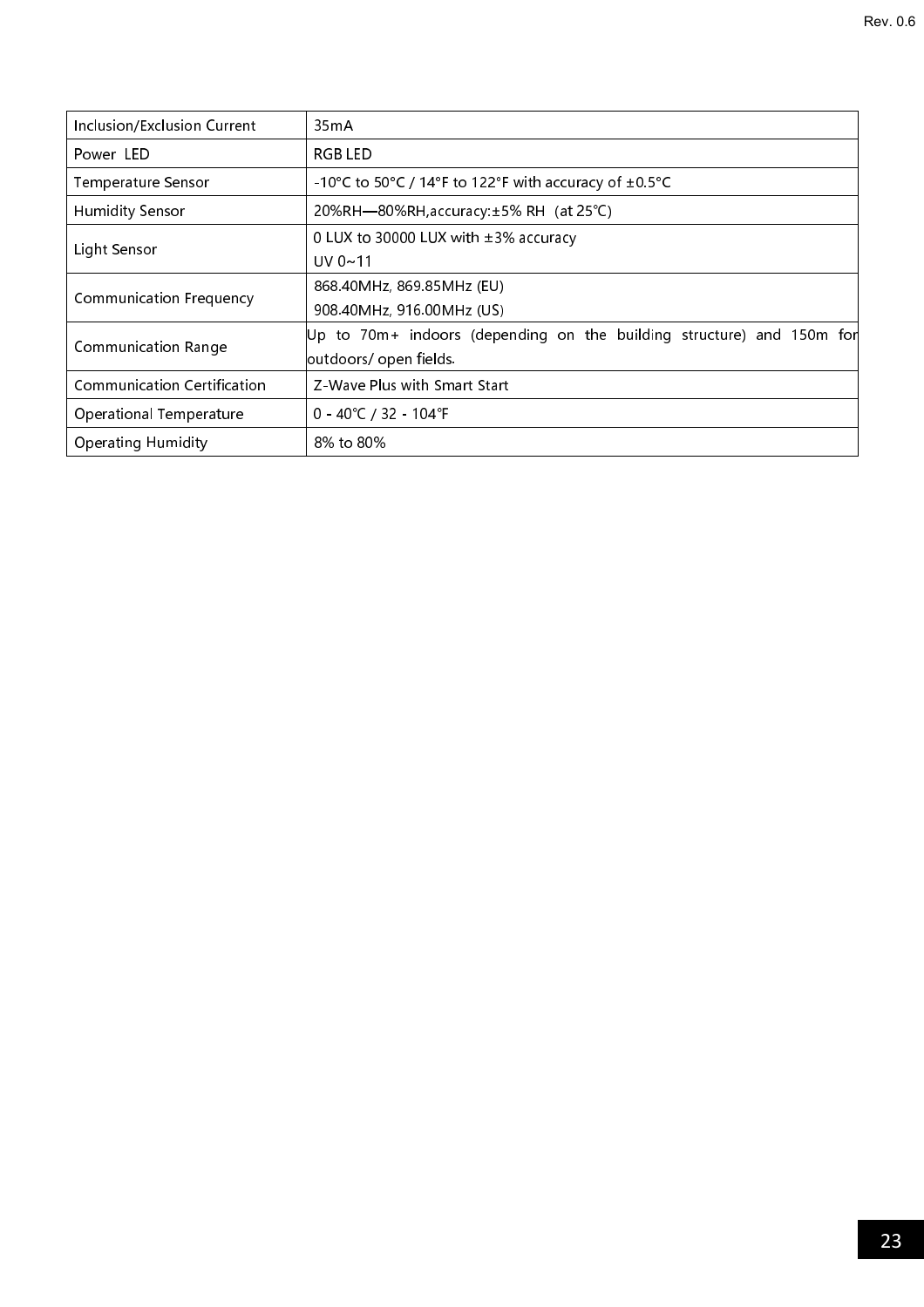| | |
|---|---|
| Inclusion/Exclusion Current | 35mA |
| Power LED | RGB LED |
| Temperature Sensor | -10°C to 50°C / 14°F to 122°F with accuracy of ±0.5°C |
| Humidity Sensor | 20%RH—80%RH,accuracy:±5% RH (at 25℃) |
| Light Sensor | 0 LUX to 30000 LUX with ±3% accuracy<br>UV 0~11 |
| Communication Frequency | 868.40MHz, 869.85MHz (EU)<br>908.40MHz, 916.00MHz (US) |
| Communication Range | Up to 70m+ indoors (depending on the building structure) and 150m for outdoors/ open fields. |
| Communication Certification | Z-Wave Plus with Smart Start |
| Operational Temperature | 0 - 40℃ / 32 - 104℉ |
| Operating Humidity | 8% to 80% |